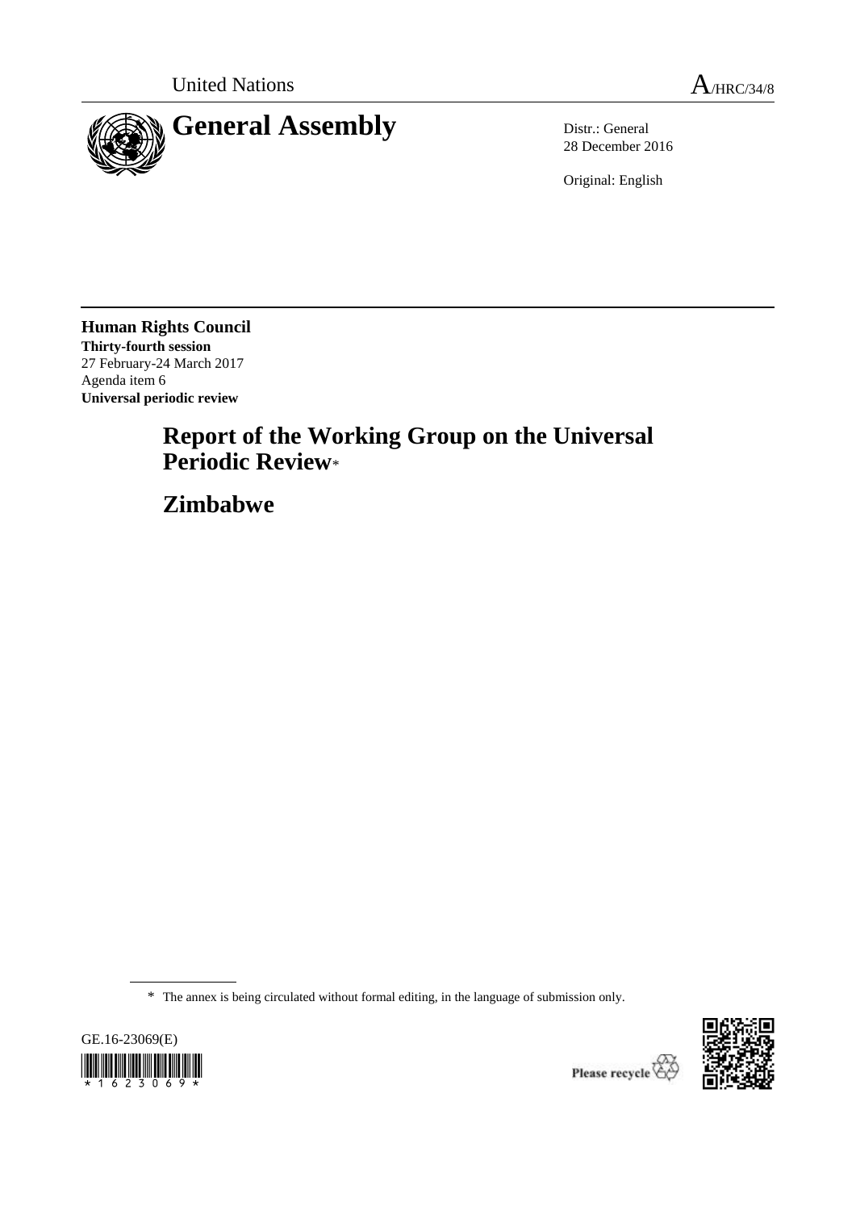United Nations A/HRC/34/8

# General Assembly

Distr.: General
28 December 2016

Original: English

**Human Rights Council**
**Thirty-fourth session**
27 February-24 March 2017
Agenda item 6
**Universal periodic review**

# Report of the Working Group on the Universal Periodic Review*

# Zimbabwe

\* The annex is being circulated without formal editing, in the language of submission only.

GE.16-23069(E)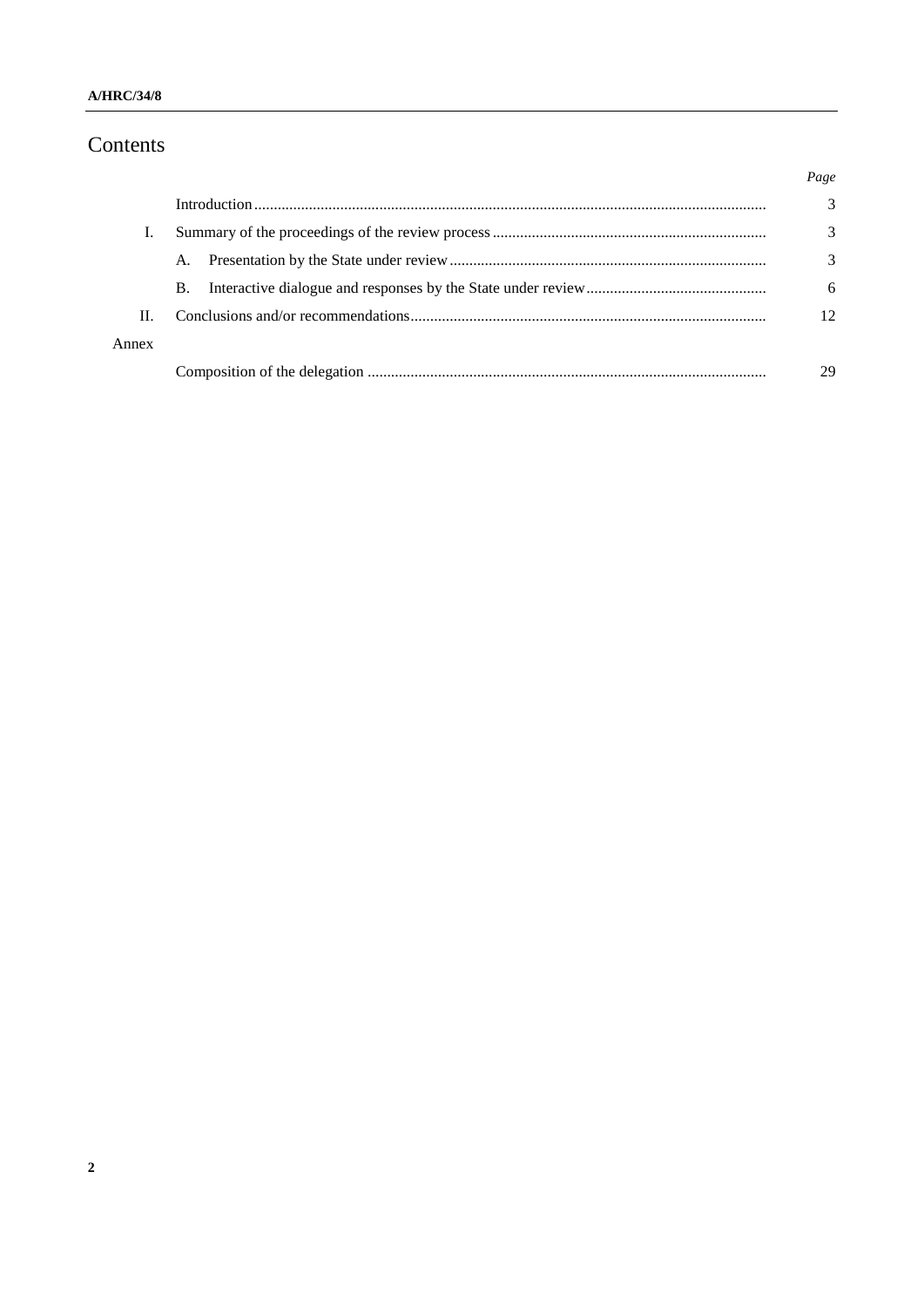# Contents

| | | Page |
|---|---|---|
| | Introduction | 3 |
| I. | Summary of the proceedings of the review process | 3 |
| | A. Presentation by the State under review | 3 |
| | B. Interactive dialogue and responses by the State under review | 6 |
| II. | Conclusions and/or recommendations | 12 |
| Annex | | |
| | Composition of the delegation | 29 |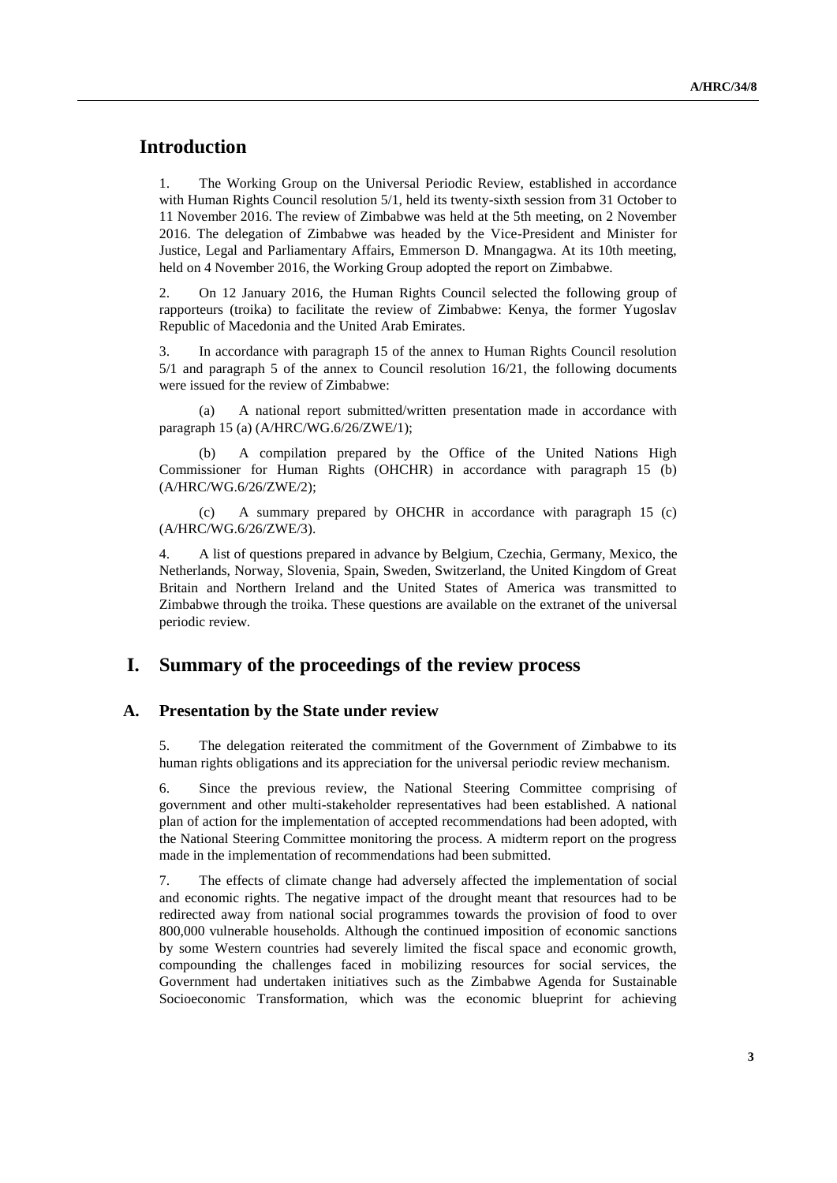# Introduction

1. The Working Group on the Universal Periodic Review, established in accordance with Human Rights Council resolution 5/1, held its twenty-sixth session from 31 October to 11 November 2016. The review of Zimbabwe was held at the 5th meeting, on 2 November 2016. The delegation of Zimbabwe was headed by the Vice-President and Minister for Justice, Legal and Parliamentary Affairs, Emmerson D. Mnangagwa. At its 10th meeting, held on 4 November 2016, the Working Group adopted the report on Zimbabwe.

2. On 12 January 2016, the Human Rights Council selected the following group of rapporteurs (troika) to facilitate the review of Zimbabwe: Kenya, the former Yugoslav Republic of Macedonia and the United Arab Emirates.

3. In accordance with paragraph 15 of the annex to Human Rights Council resolution 5/1 and paragraph 5 of the annex to Council resolution 16/21, the following documents were issued for the review of Zimbabwe:

(a) A national report submitted/written presentation made in accordance with paragraph 15 (a) (A/HRC/WG.6/26/ZWE/1);

(b) A compilation prepared by the Office of the United Nations High Commissioner for Human Rights (OHCHR) in accordance with paragraph 15 (b) (A/HRC/WG.6/26/ZWE/2);

(c) A summary prepared by OHCHR in accordance with paragraph 15 (c) (A/HRC/WG.6/26/ZWE/3).

4. A list of questions prepared in advance by Belgium, Czechia, Germany, Mexico, the Netherlands, Norway, Slovenia, Spain, Sweden, Switzerland, the United Kingdom of Great Britain and Northern Ireland and the United States of America was transmitted to Zimbabwe through the troika. These questions are available on the extranet of the universal periodic review.

# I. Summary of the proceedings of the review process

## A. Presentation by the State under review

5. The delegation reiterated the commitment of the Government of Zimbabwe to its human rights obligations and its appreciation for the universal periodic review mechanism.

6. Since the previous review, the National Steering Committee comprising of government and other multi-stakeholder representatives had been established. A national plan of action for the implementation of accepted recommendations had been adopted, with the National Steering Committee monitoring the process. A midterm report on the progress made in the implementation of recommendations had been submitted.

7. The effects of climate change had adversely affected the implementation of social and economic rights. The negative impact of the drought meant that resources had to be redirected away from national social programmes towards the provision of food to over 800,000 vulnerable households. Although the continued imposition of economic sanctions by some Western countries had severely limited the fiscal space and economic growth, compounding the challenges faced in mobilizing resources for social services, the Government had undertaken initiatives such as the Zimbabwe Agenda for Sustainable Socioeconomic Transformation, which was the economic blueprint for achieving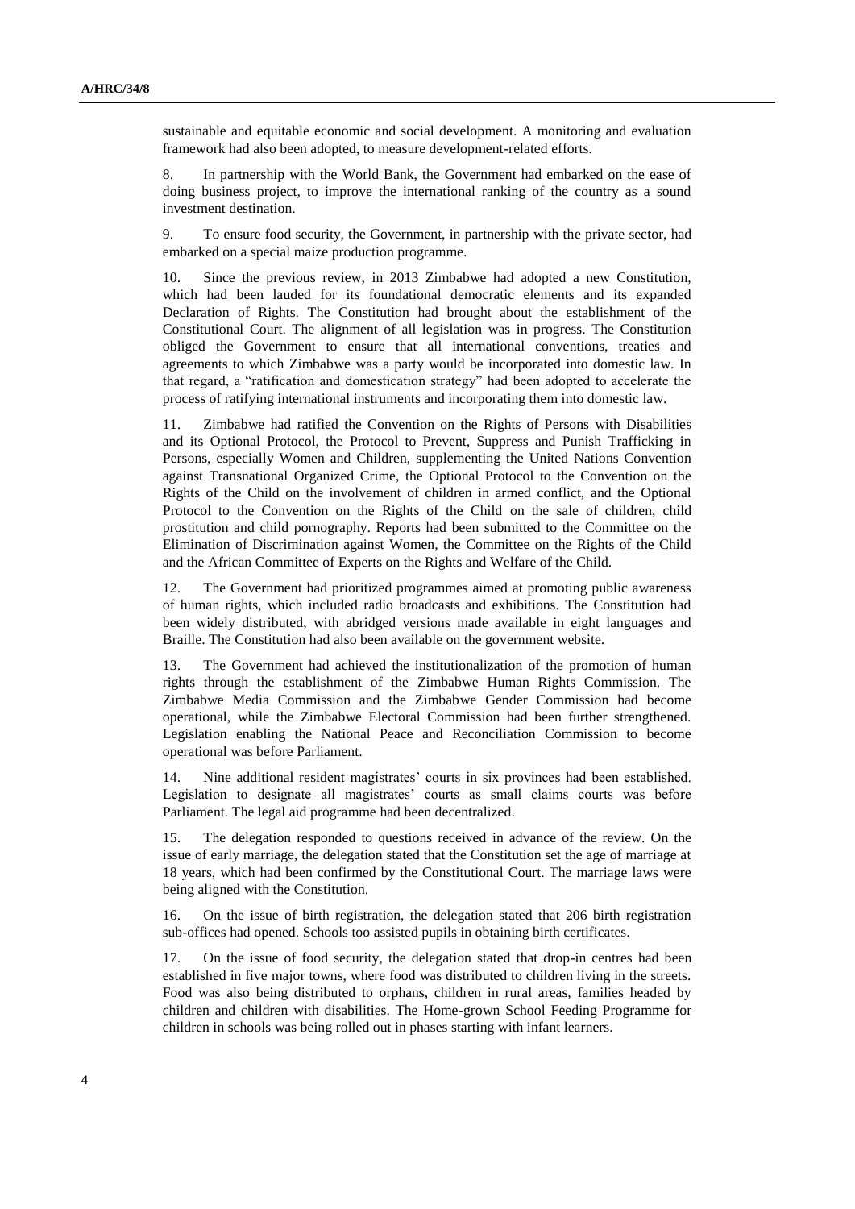sustainable and equitable economic and social development. A monitoring and evaluation framework had also been adopted, to measure development-related efforts.

8. In partnership with the World Bank, the Government had embarked on the ease of doing business project, to improve the international ranking of the country as a sound investment destination.

9. To ensure food security, the Government, in partnership with the private sector, had embarked on a special maize production programme.

10. Since the previous review, in 2013 Zimbabwe had adopted a new Constitution, which had been lauded for its foundational democratic elements and its expanded Declaration of Rights. The Constitution had brought about the establishment of the Constitutional Court. The alignment of all legislation was in progress. The Constitution obliged the Government to ensure that all international conventions, treaties and agreements to which Zimbabwe was a party would be incorporated into domestic law. In that regard, a "ratification and domestication strategy" had been adopted to accelerate the process of ratifying international instruments and incorporating them into domestic law.

11. Zimbabwe had ratified the Convention on the Rights of Persons with Disabilities and its Optional Protocol, the Protocol to Prevent, Suppress and Punish Trafficking in Persons, especially Women and Children, supplementing the United Nations Convention against Transnational Organized Crime, the Optional Protocol to the Convention on the Rights of the Child on the involvement of children in armed conflict, and the Optional Protocol to the Convention on the Rights of the Child on the sale of children, child prostitution and child pornography. Reports had been submitted to the Committee on the Elimination of Discrimination against Women, the Committee on the Rights of the Child and the African Committee of Experts on the Rights and Welfare of the Child.

12. The Government had prioritized programmes aimed at promoting public awareness of human rights, which included radio broadcasts and exhibitions. The Constitution had been widely distributed, with abridged versions made available in eight languages and Braille. The Constitution had also been available on the government website.

13. The Government had achieved the institutionalization of the promotion of human rights through the establishment of the Zimbabwe Human Rights Commission. The Zimbabwe Media Commission and the Zimbabwe Gender Commission had become operational, while the Zimbabwe Electoral Commission had been further strengthened. Legislation enabling the National Peace and Reconciliation Commission to become operational was before Parliament.

14. Nine additional resident magistrates' courts in six provinces had been established. Legislation to designate all magistrates' courts as small claims courts was before Parliament. The legal aid programme had been decentralized.

15. The delegation responded to questions received in advance of the review. On the issue of early marriage, the delegation stated that the Constitution set the age of marriage at 18 years, which had been confirmed by the Constitutional Court. The marriage laws were being aligned with the Constitution.

16. On the issue of birth registration, the delegation stated that 206 birth registration sub-offices had opened. Schools too assisted pupils in obtaining birth certificates.

17. On the issue of food security, the delegation stated that drop-in centres had been established in five major towns, where food was distributed to children living in the streets. Food was also being distributed to orphans, children in rural areas, families headed by children and children with disabilities. The Home-grown School Feeding Programme for children in schools was being rolled out in phases starting with infant learners.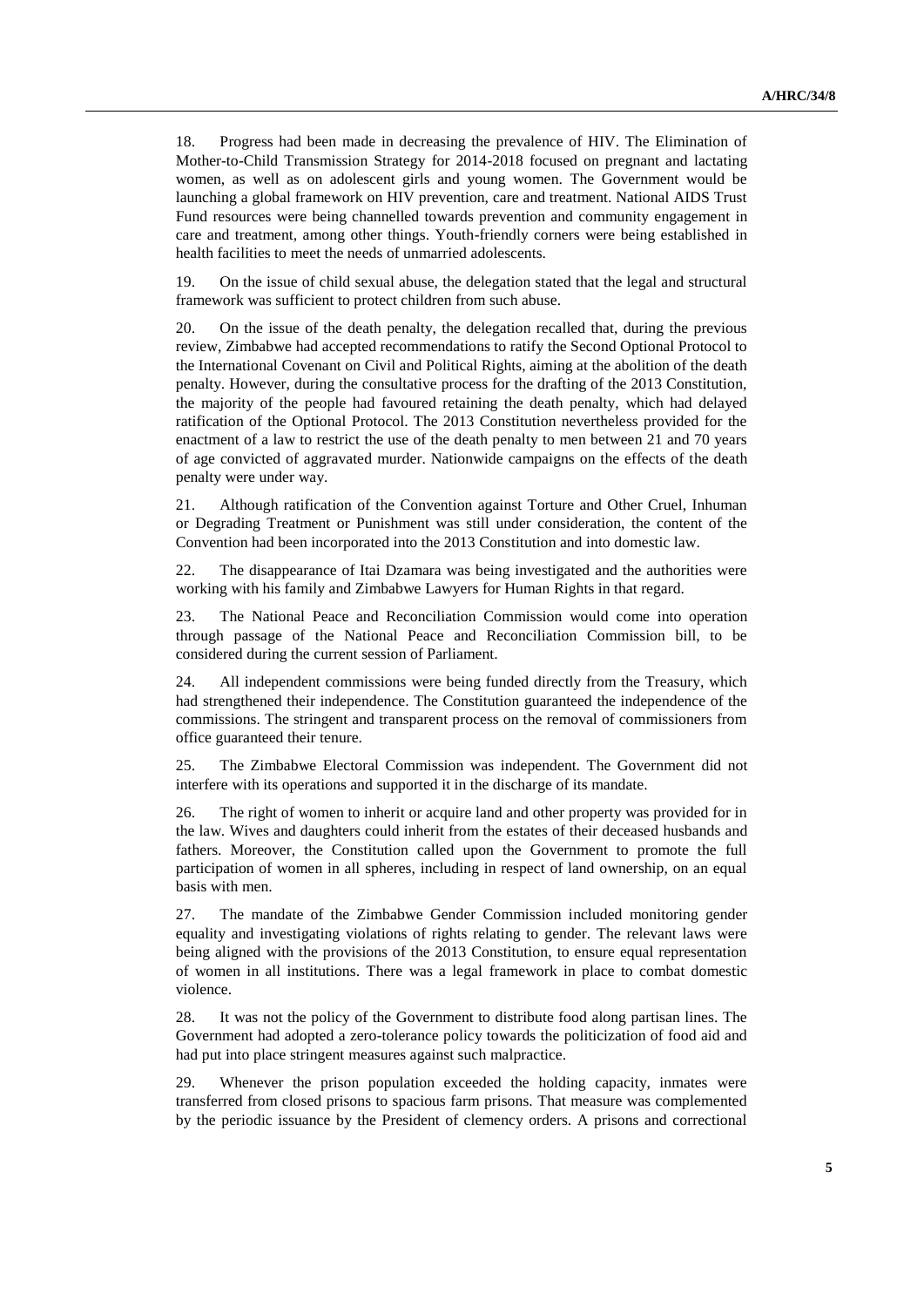18. Progress had been made in decreasing the prevalence of HIV. The Elimination of Mother-to-Child Transmission Strategy for 2014-2018 focused on pregnant and lactating women, as well as on adolescent girls and young women. The Government would be launching a global framework on HIV prevention, care and treatment. National AIDS Trust Fund resources were being channelled towards prevention and community engagement in care and treatment, among other things. Youth-friendly corners were being established in health facilities to meet the needs of unmarried adolescents.

19. On the issue of child sexual abuse, the delegation stated that the legal and structural framework was sufficient to protect children from such abuse.

20. On the issue of the death penalty, the delegation recalled that, during the previous review, Zimbabwe had accepted recommendations to ratify the Second Optional Protocol to the International Covenant on Civil and Political Rights, aiming at the abolition of the death penalty. However, during the consultative process for the drafting of the 2013 Constitution, the majority of the people had favoured retaining the death penalty, which had delayed ratification of the Optional Protocol. The 2013 Constitution nevertheless provided for the enactment of a law to restrict the use of the death penalty to men between 21 and 70 years of age convicted of aggravated murder. Nationwide campaigns on the effects of the death penalty were under way.

21. Although ratification of the Convention against Torture and Other Cruel, Inhuman or Degrading Treatment or Punishment was still under consideration, the content of the Convention had been incorporated into the 2013 Constitution and into domestic law.

22. The disappearance of Itai Dzamara was being investigated and the authorities were working with his family and Zimbabwe Lawyers for Human Rights in that regard.

23. The National Peace and Reconciliation Commission would come into operation through passage of the National Peace and Reconciliation Commission bill, to be considered during the current session of Parliament.

24. All independent commissions were being funded directly from the Treasury, which had strengthened their independence. The Constitution guaranteed the independence of the commissions. The stringent and transparent process on the removal of commissioners from office guaranteed their tenure.

25. The Zimbabwe Electoral Commission was independent. The Government did not interfere with its operations and supported it in the discharge of its mandate.

26. The right of women to inherit or acquire land and other property was provided for in the law. Wives and daughters could inherit from the estates of their deceased husbands and fathers. Moreover, the Constitution called upon the Government to promote the full participation of women in all spheres, including in respect of land ownership, on an equal basis with men.

27. The mandate of the Zimbabwe Gender Commission included monitoring gender equality and investigating violations of rights relating to gender. The relevant laws were being aligned with the provisions of the 2013 Constitution, to ensure equal representation of women in all institutions. There was a legal framework in place to combat domestic violence.

28. It was not the policy of the Government to distribute food along partisan lines. The Government had adopted a zero-tolerance policy towards the politicization of food aid and had put into place stringent measures against such malpractice.

29. Whenever the prison population exceeded the holding capacity, inmates were transferred from closed prisons to spacious farm prisons. That measure was complemented by the periodic issuance by the President of clemency orders. A prisons and correctional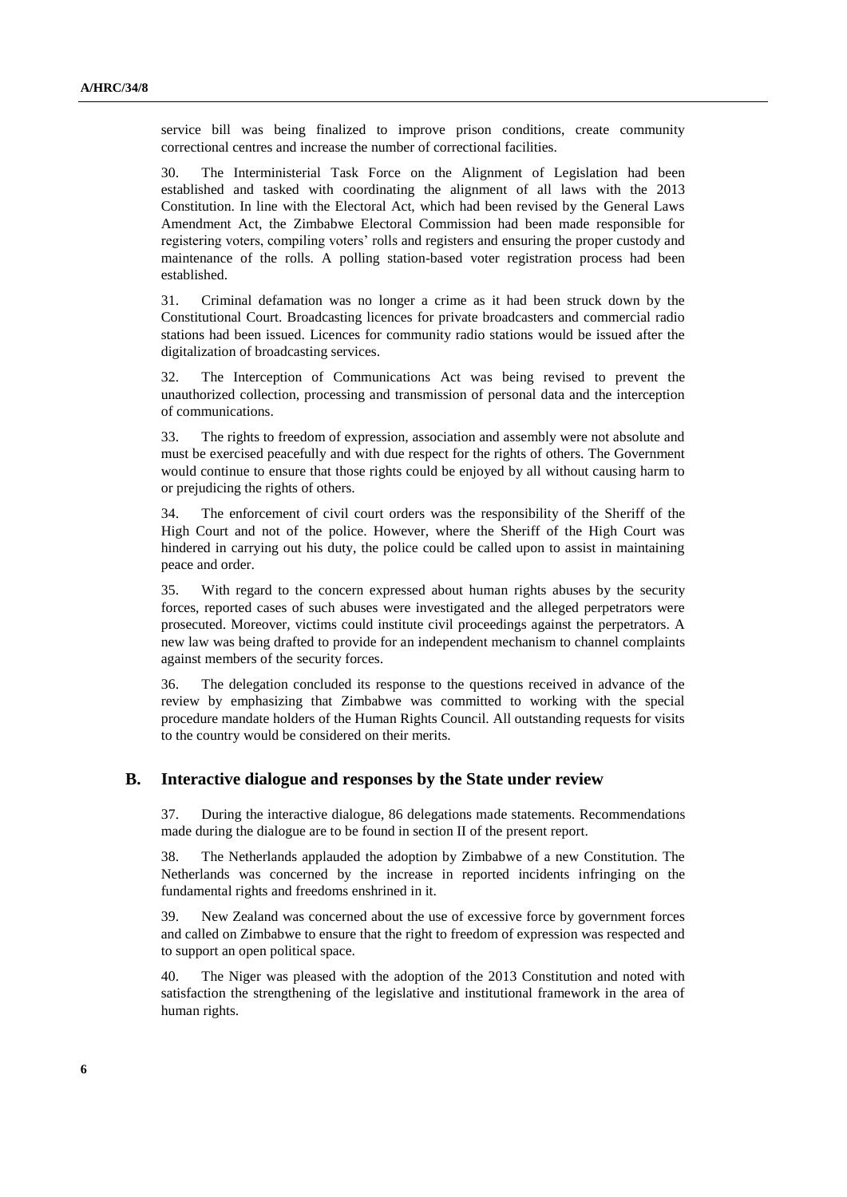service bill was being finalized to improve prison conditions, create community correctional centres and increase the number of correctional facilities.

30. The Interministerial Task Force on the Alignment of Legislation had been established and tasked with coordinating the alignment of all laws with the 2013 Constitution. In line with the Electoral Act, which had been revised by the General Laws Amendment Act, the Zimbabwe Electoral Commission had been made responsible for registering voters, compiling voters' rolls and registers and ensuring the proper custody and maintenance of the rolls. A polling station-based voter registration process had been established.

31. Criminal defamation was no longer a crime as it had been struck down by the Constitutional Court. Broadcasting licences for private broadcasters and commercial radio stations had been issued. Licences for community radio stations would be issued after the digitalization of broadcasting services.

32. The Interception of Communications Act was being revised to prevent the unauthorized collection, processing and transmission of personal data and the interception of communications.

33. The rights to freedom of expression, association and assembly were not absolute and must be exercised peacefully and with due respect for the rights of others. The Government would continue to ensure that those rights could be enjoyed by all without causing harm to or prejudicing the rights of others.

34. The enforcement of civil court orders was the responsibility of the Sheriff of the High Court and not of the police. However, where the Sheriff of the High Court was hindered in carrying out his duty, the police could be called upon to assist in maintaining peace and order.

35. With regard to the concern expressed about human rights abuses by the security forces, reported cases of such abuses were investigated and the alleged perpetrators were prosecuted. Moreover, victims could institute civil proceedings against the perpetrators. A new law was being drafted to provide for an independent mechanism to channel complaints against members of the security forces.

36. The delegation concluded its response to the questions received in advance of the review by emphasizing that Zimbabwe was committed to working with the special procedure mandate holders of the Human Rights Council. All outstanding requests for visits to the country would be considered on their merits.

## B. Interactive dialogue and responses by the State under review

37. During the interactive dialogue, 86 delegations made statements. Recommendations made during the dialogue are to be found in section II of the present report.

38. The Netherlands applauded the adoption by Zimbabwe of a new Constitution. The Netherlands was concerned by the increase in reported incidents infringing on the fundamental rights and freedoms enshrined in it.

39. New Zealand was concerned about the use of excessive force by government forces and called on Zimbabwe to ensure that the right to freedom of expression was respected and to support an open political space.

40. The Niger was pleased with the adoption of the 2013 Constitution and noted with satisfaction the strengthening of the legislative and institutional framework in the area of human rights.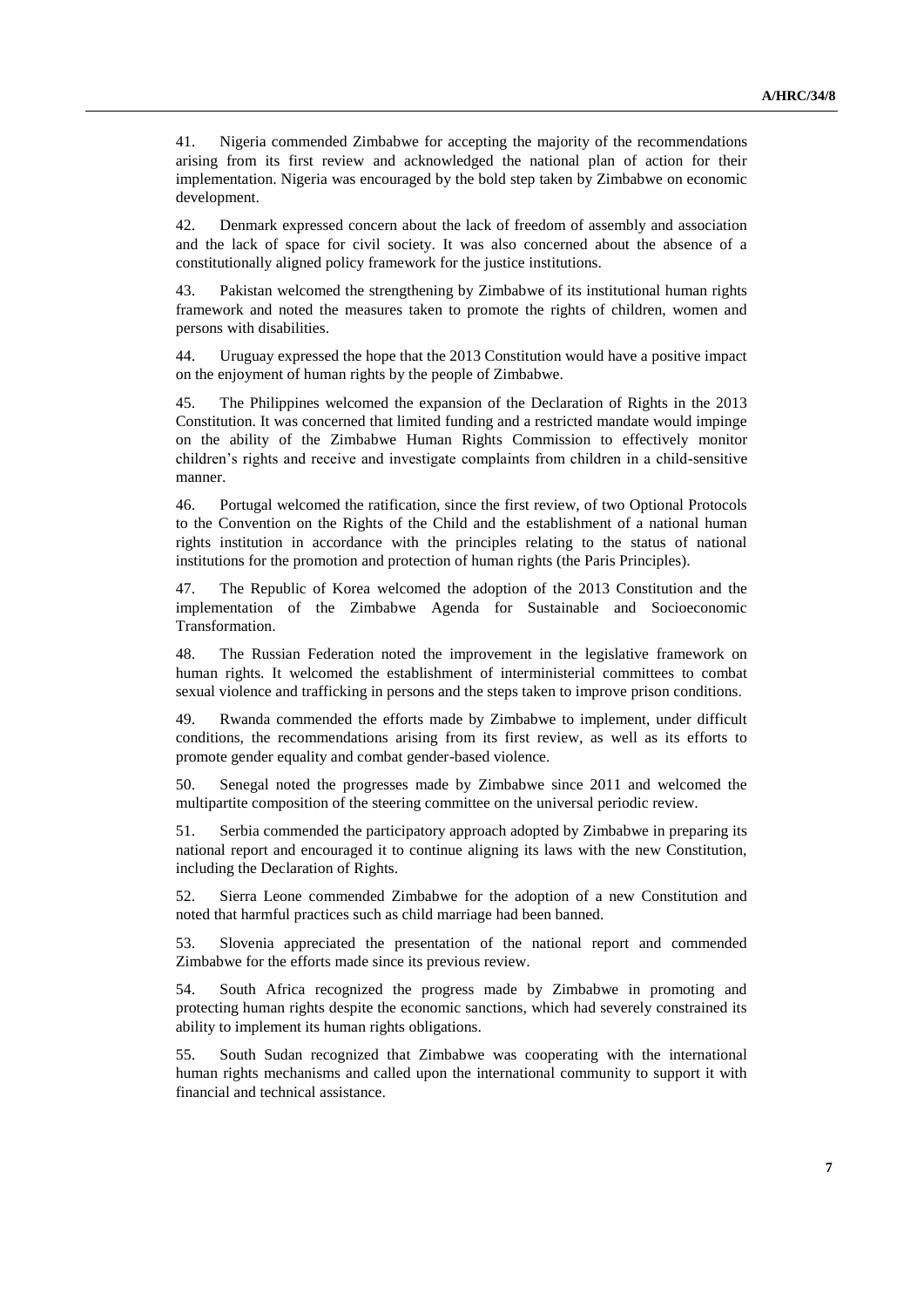41. Nigeria commended Zimbabwe for accepting the majority of the recommendations arising from its first review and acknowledged the national plan of action for their implementation. Nigeria was encouraged by the bold step taken by Zimbabwe on economic development.

42. Denmark expressed concern about the lack of freedom of assembly and association and the lack of space for civil society. It was also concerned about the absence of a constitutionally aligned policy framework for the justice institutions.

43. Pakistan welcomed the strengthening by Zimbabwe of its institutional human rights framework and noted the measures taken to promote the rights of children, women and persons with disabilities.

44. Uruguay expressed the hope that the 2013 Constitution would have a positive impact on the enjoyment of human rights by the people of Zimbabwe.

45. The Philippines welcomed the expansion of the Declaration of Rights in the 2013 Constitution. It was concerned that limited funding and a restricted mandate would impinge on the ability of the Zimbabwe Human Rights Commission to effectively monitor children's rights and receive and investigate complaints from children in a child-sensitive manner.

46. Portugal welcomed the ratification, since the first review, of two Optional Protocols to the Convention on the Rights of the Child and the establishment of a national human rights institution in accordance with the principles relating to the status of national institutions for the promotion and protection of human rights (the Paris Principles).

47. The Republic of Korea welcomed the adoption of the 2013 Constitution and the implementation of the Zimbabwe Agenda for Sustainable and Socioeconomic Transformation.

48. The Russian Federation noted the improvement in the legislative framework on human rights. It welcomed the establishment of interministerial committees to combat sexual violence and trafficking in persons and the steps taken to improve prison conditions.

49. Rwanda commended the efforts made by Zimbabwe to implement, under difficult conditions, the recommendations arising from its first review, as well as its efforts to promote gender equality and combat gender-based violence.

50. Senegal noted the progresses made by Zimbabwe since 2011 and welcomed the multipartite composition of the steering committee on the universal periodic review.

51. Serbia commended the participatory approach adopted by Zimbabwe in preparing its national report and encouraged it to continue aligning its laws with the new Constitution, including the Declaration of Rights.

52. Sierra Leone commended Zimbabwe for the adoption of a new Constitution and noted that harmful practices such as child marriage had been banned.

53. Slovenia appreciated the presentation of the national report and commended Zimbabwe for the efforts made since its previous review.

54. South Africa recognized the progress made by Zimbabwe in promoting and protecting human rights despite the economic sanctions, which had severely constrained its ability to implement its human rights obligations.

55. South Sudan recognized that Zimbabwe was cooperating with the international human rights mechanisms and called upon the international community to support it with financial and technical assistance.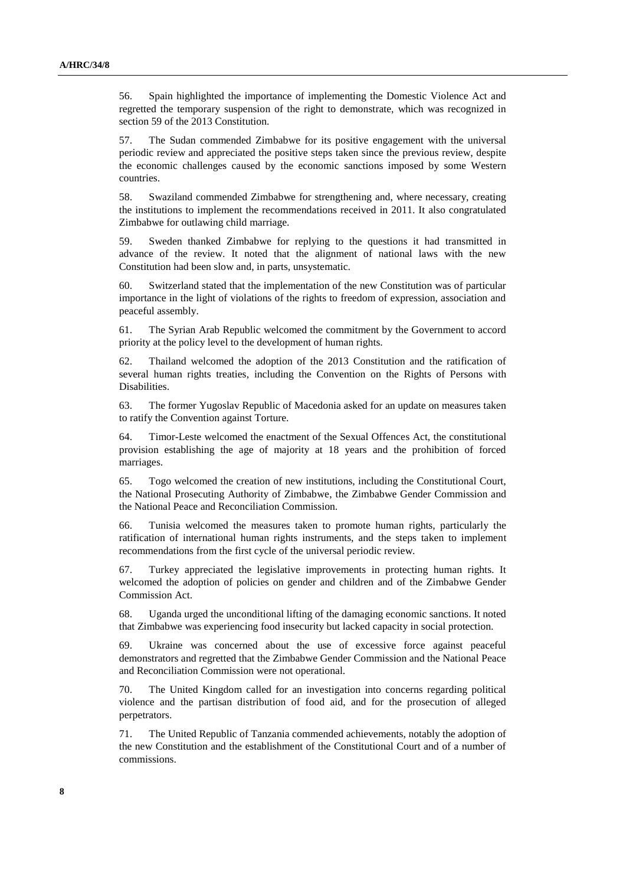56. Spain highlighted the importance of implementing the Domestic Violence Act and regretted the temporary suspension of the right to demonstrate, which was recognized in section 59 of the 2013 Constitution.

57. The Sudan commended Zimbabwe for its positive engagement with the universal periodic review and appreciated the positive steps taken since the previous review, despite the economic challenges caused by the economic sanctions imposed by some Western countries.

58. Swaziland commended Zimbabwe for strengthening and, where necessary, creating the institutions to implement the recommendations received in 2011. It also congratulated Zimbabwe for outlawing child marriage.

59. Sweden thanked Zimbabwe for replying to the questions it had transmitted in advance of the review. It noted that the alignment of national laws with the new Constitution had been slow and, in parts, unsystematic.

60. Switzerland stated that the implementation of the new Constitution was of particular importance in the light of violations of the rights to freedom of expression, association and peaceful assembly.

61. The Syrian Arab Republic welcomed the commitment by the Government to accord priority at the policy level to the development of human rights.

62. Thailand welcomed the adoption of the 2013 Constitution and the ratification of several human rights treaties, including the Convention on the Rights of Persons with Disabilities.

63. The former Yugoslav Republic of Macedonia asked for an update on measures taken to ratify the Convention against Torture.

64. Timor-Leste welcomed the enactment of the Sexual Offences Act, the constitutional provision establishing the age of majority at 18 years and the prohibition of forced marriages.

65. Togo welcomed the creation of new institutions, including the Constitutional Court, the National Prosecuting Authority of Zimbabwe, the Zimbabwe Gender Commission and the National Peace and Reconciliation Commission.

66. Tunisia welcomed the measures taken to promote human rights, particularly the ratification of international human rights instruments, and the steps taken to implement recommendations from the first cycle of the universal periodic review.

67. Turkey appreciated the legislative improvements in protecting human rights. It welcomed the adoption of policies on gender and children and of the Zimbabwe Gender Commission Act.

68. Uganda urged the unconditional lifting of the damaging economic sanctions. It noted that Zimbabwe was experiencing food insecurity but lacked capacity in social protection.

69. Ukraine was concerned about the use of excessive force against peaceful demonstrators and regretted that the Zimbabwe Gender Commission and the National Peace and Reconciliation Commission were not operational.

70. The United Kingdom called for an investigation into concerns regarding political violence and the partisan distribution of food aid, and for the prosecution of alleged perpetrators.

71. The United Republic of Tanzania commended achievements, notably the adoption of the new Constitution and the establishment of the Constitutional Court and of a number of commissions.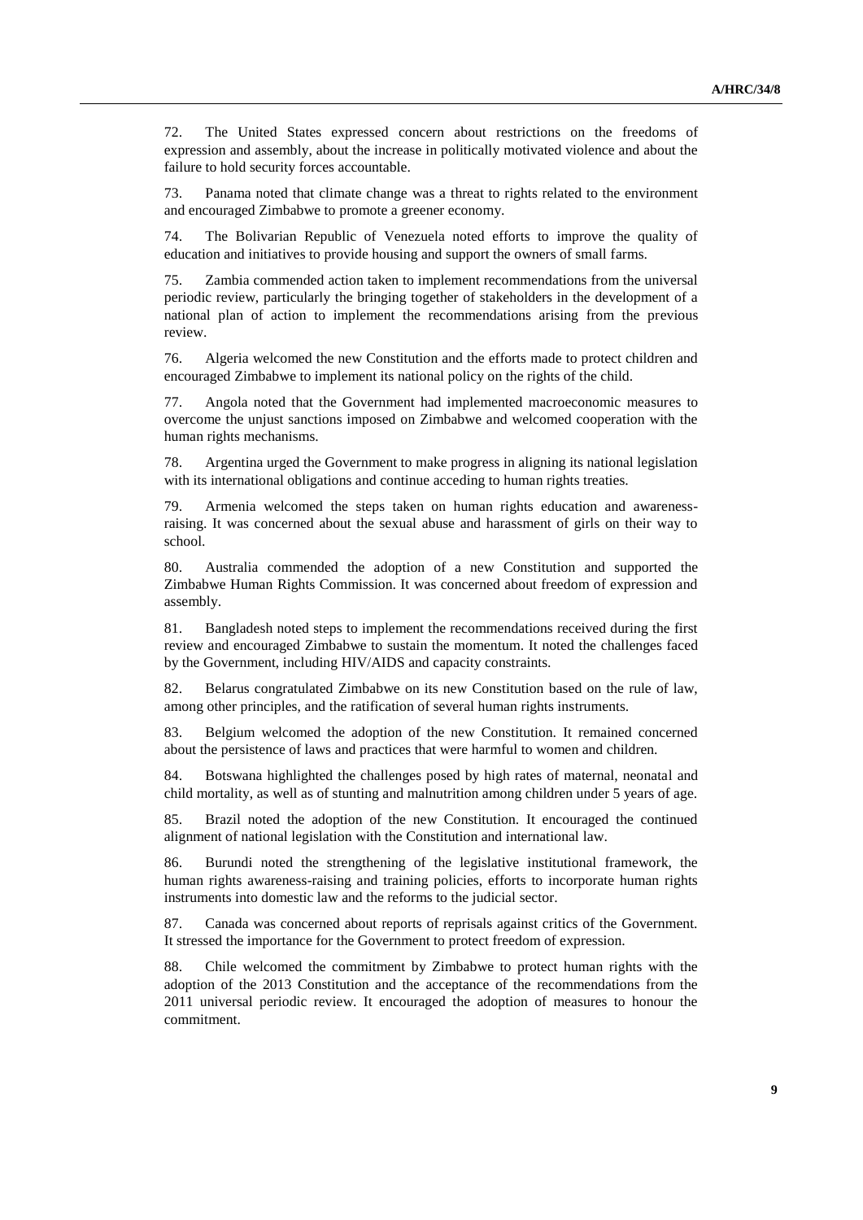72. The United States expressed concern about restrictions on the freedoms of expression and assembly, about the increase in politically motivated violence and about the failure to hold security forces accountable.

73. Panama noted that climate change was a threat to rights related to the environment and encouraged Zimbabwe to promote a greener economy.

74. The Bolivarian Republic of Venezuela noted efforts to improve the quality of education and initiatives to provide housing and support the owners of small farms.

75. Zambia commended action taken to implement recommendations from the universal periodic review, particularly the bringing together of stakeholders in the development of a national plan of action to implement the recommendations arising from the previous review.

76. Algeria welcomed the new Constitution and the efforts made to protect children and encouraged Zimbabwe to implement its national policy on the rights of the child.

77. Angola noted that the Government had implemented macroeconomic measures to overcome the unjust sanctions imposed on Zimbabwe and welcomed cooperation with the human rights mechanisms.

78. Argentina urged the Government to make progress in aligning its national legislation with its international obligations and continue acceding to human rights treaties.

79. Armenia welcomed the steps taken on human rights education and awareness-raising. It was concerned about the sexual abuse and harassment of girls on their way to school.

80. Australia commended the adoption of a new Constitution and supported the Zimbabwe Human Rights Commission. It was concerned about freedom of expression and assembly.

81. Bangladesh noted steps to implement the recommendations received during the first review and encouraged Zimbabwe to sustain the momentum. It noted the challenges faced by the Government, including HIV/AIDS and capacity constraints.

82. Belarus congratulated Zimbabwe on its new Constitution based on the rule of law, among other principles, and the ratification of several human rights instruments.

83. Belgium welcomed the adoption of the new Constitution. It remained concerned about the persistence of laws and practices that were harmful to women and children.

84. Botswana highlighted the challenges posed by high rates of maternal, neonatal and child mortality, as well as of stunting and malnutrition among children under 5 years of age.

85. Brazil noted the adoption of the new Constitution. It encouraged the continued alignment of national legislation with the Constitution and international law.

86. Burundi noted the strengthening of the legislative institutional framework, the human rights awareness-raising and training policies, efforts to incorporate human rights instruments into domestic law and the reforms to the judicial sector.

87. Canada was concerned about reports of reprisals against critics of the Government. It stressed the importance for the Government to protect freedom of expression.

88. Chile welcomed the commitment by Zimbabwe to protect human rights with the adoption of the 2013 Constitution and the acceptance of the recommendations from the 2011 universal periodic review. It encouraged the adoption of measures to honour the commitment.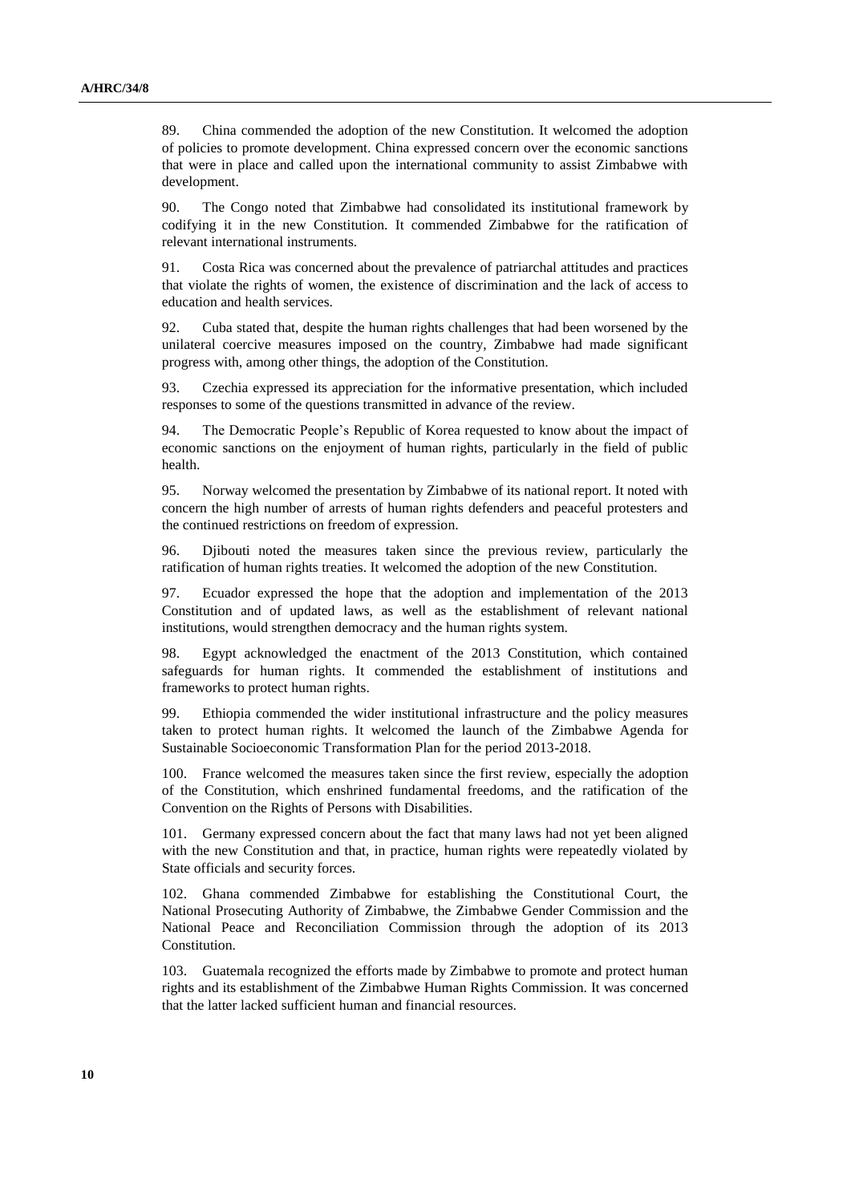89. China commended the adoption of the new Constitution. It welcomed the adoption of policies to promote development. China expressed concern over the economic sanctions that were in place and called upon the international community to assist Zimbabwe with development.

90. The Congo noted that Zimbabwe had consolidated its institutional framework by codifying it in the new Constitution. It commended Zimbabwe for the ratification of relevant international instruments.

91. Costa Rica was concerned about the prevalence of patriarchal attitudes and practices that violate the rights of women, the existence of discrimination and the lack of access to education and health services.

92. Cuba stated that, despite the human rights challenges that had been worsened by the unilateral coercive measures imposed on the country, Zimbabwe had made significant progress with, among other things, the adoption of the Constitution.

93. Czechia expressed its appreciation for the informative presentation, which included responses to some of the questions transmitted in advance of the review.

94. The Democratic People's Republic of Korea requested to know about the impact of economic sanctions on the enjoyment of human rights, particularly in the field of public health.

95. Norway welcomed the presentation by Zimbabwe of its national report. It noted with concern the high number of arrests of human rights defenders and peaceful protesters and the continued restrictions on freedom of expression.

96. Djibouti noted the measures taken since the previous review, particularly the ratification of human rights treaties. It welcomed the adoption of the new Constitution.

97. Ecuador expressed the hope that the adoption and implementation of the 2013 Constitution and of updated laws, as well as the establishment of relevant national institutions, would strengthen democracy and the human rights system.

98. Egypt acknowledged the enactment of the 2013 Constitution, which contained safeguards for human rights. It commended the establishment of institutions and frameworks to protect human rights.

99. Ethiopia commended the wider institutional infrastructure and the policy measures taken to protect human rights. It welcomed the launch of the Zimbabwe Agenda for Sustainable Socioeconomic Transformation Plan for the period 2013-2018.

100. France welcomed the measures taken since the first review, especially the adoption of the Constitution, which enshrined fundamental freedoms, and the ratification of the Convention on the Rights of Persons with Disabilities.

101. Germany expressed concern about the fact that many laws had not yet been aligned with the new Constitution and that, in practice, human rights were repeatedly violated by State officials and security forces.

102. Ghana commended Zimbabwe for establishing the Constitutional Court, the National Prosecuting Authority of Zimbabwe, the Zimbabwe Gender Commission and the National Peace and Reconciliation Commission through the adoption of its 2013 Constitution.

103. Guatemala recognized the efforts made by Zimbabwe to promote and protect human rights and its establishment of the Zimbabwe Human Rights Commission. It was concerned that the latter lacked sufficient human and financial resources.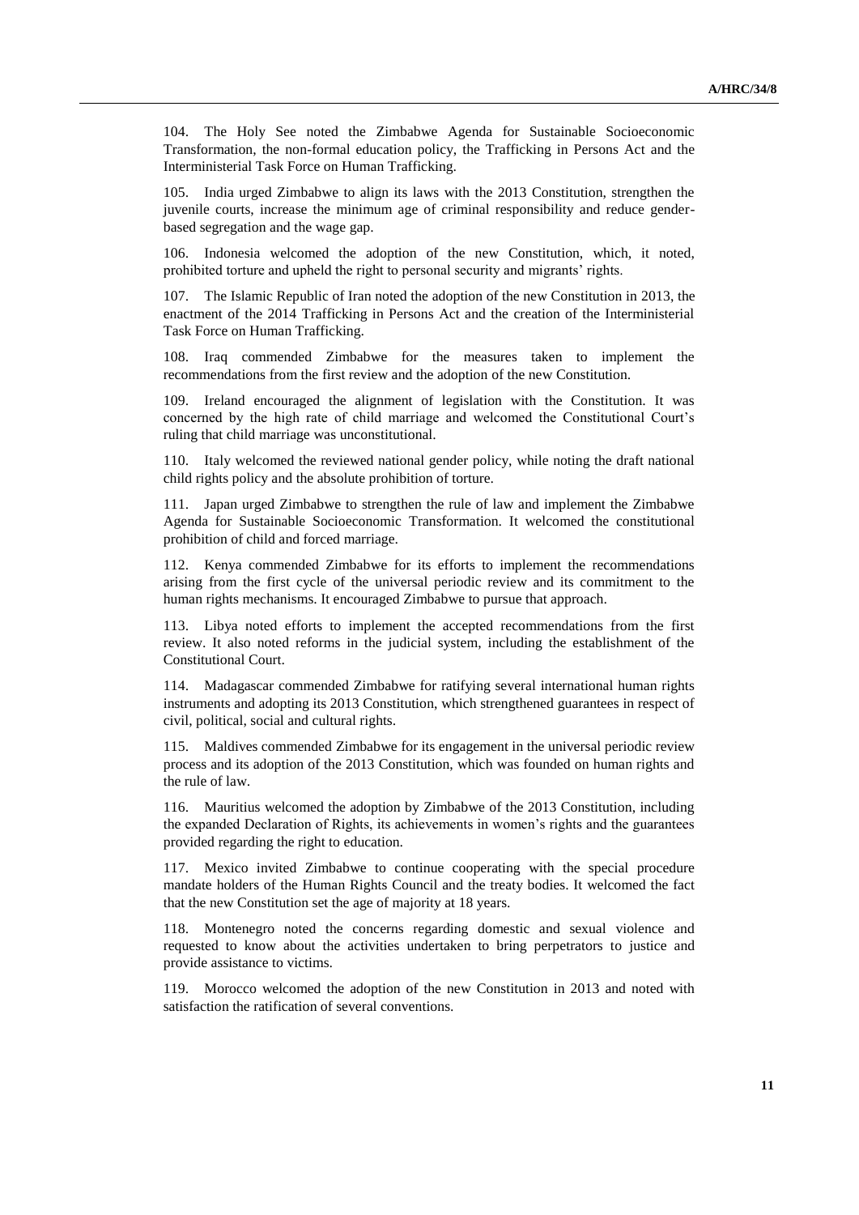104. The Holy See noted the Zimbabwe Agenda for Sustainable Socioeconomic Transformation, the non-formal education policy, the Trafficking in Persons Act and the Interministerial Task Force on Human Trafficking.

105. India urged Zimbabwe to align its laws with the 2013 Constitution, strengthen the juvenile courts, increase the minimum age of criminal responsibility and reduce gender-based segregation and the wage gap.

106. Indonesia welcomed the adoption of the new Constitution, which, it noted, prohibited torture and upheld the right to personal security and migrants' rights.

107. The Islamic Republic of Iran noted the adoption of the new Constitution in 2013, the enactment of the 2014 Trafficking in Persons Act and the creation of the Interministerial Task Force on Human Trafficking.

108. Iraq commended Zimbabwe for the measures taken to implement the recommendations from the first review and the adoption of the new Constitution.

109. Ireland encouraged the alignment of legislation with the Constitution. It was concerned by the high rate of child marriage and welcomed the Constitutional Court's ruling that child marriage was unconstitutional.

110. Italy welcomed the reviewed national gender policy, while noting the draft national child rights policy and the absolute prohibition of torture.

111. Japan urged Zimbabwe to strengthen the rule of law and implement the Zimbabwe Agenda for Sustainable Socioeconomic Transformation. It welcomed the constitutional prohibition of child and forced marriage.

112. Kenya commended Zimbabwe for its efforts to implement the recommendations arising from the first cycle of the universal periodic review and its commitment to the human rights mechanisms. It encouraged Zimbabwe to pursue that approach.

113. Libya noted efforts to implement the accepted recommendations from the first review. It also noted reforms in the judicial system, including the establishment of the Constitutional Court.

114. Madagascar commended Zimbabwe for ratifying several international human rights instruments and adopting its 2013 Constitution, which strengthened guarantees in respect of civil, political, social and cultural rights.

115. Maldives commended Zimbabwe for its engagement in the universal periodic review process and its adoption of the 2013 Constitution, which was founded on human rights and the rule of law.

116. Mauritius welcomed the adoption by Zimbabwe of the 2013 Constitution, including the expanded Declaration of Rights, its achievements in women's rights and the guarantees provided regarding the right to education.

117. Mexico invited Zimbabwe to continue cooperating with the special procedure mandate holders of the Human Rights Council and the treaty bodies. It welcomed the fact that the new Constitution set the age of majority at 18 years.

118. Montenegro noted the concerns regarding domestic and sexual violence and requested to know about the activities undertaken to bring perpetrators to justice and provide assistance to victims.

119. Morocco welcomed the adoption of the new Constitution in 2013 and noted with satisfaction the ratification of several conventions.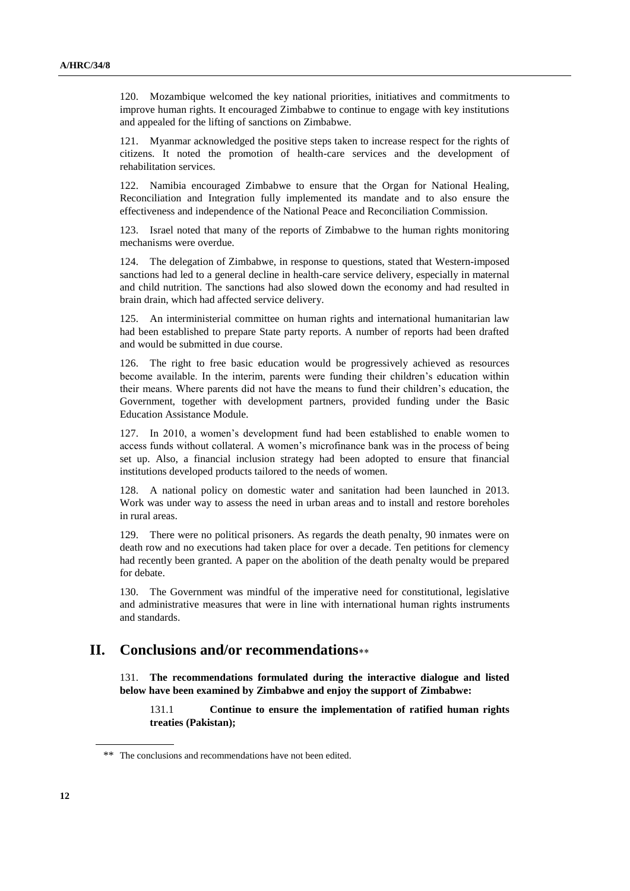120. Mozambique welcomed the key national priorities, initiatives and commitments to improve human rights. It encouraged Zimbabwe to continue to engage with key institutions and appealed for the lifting of sanctions on Zimbabwe.

121. Myanmar acknowledged the positive steps taken to increase respect for the rights of citizens. It noted the promotion of health-care services and the development of rehabilitation services.

122. Namibia encouraged Zimbabwe to ensure that the Organ for National Healing, Reconciliation and Integration fully implemented its mandate and to also ensure the effectiveness and independence of the National Peace and Reconciliation Commission.

123. Israel noted that many of the reports of Zimbabwe to the human rights monitoring mechanisms were overdue.

124. The delegation of Zimbabwe, in response to questions, stated that Western-imposed sanctions had led to a general decline in health-care service delivery, especially in maternal and child nutrition. The sanctions had also slowed down the economy and had resulted in brain drain, which had affected service delivery.

125. An interministerial committee on human rights and international humanitarian law had been established to prepare State party reports. A number of reports had been drafted and would be submitted in due course.

126. The right to free basic education would be progressively achieved as resources become available. In the interim, parents were funding their children's education within their means. Where parents did not have the means to fund their children's education, the Government, together with development partners, provided funding under the Basic Education Assistance Module.

127. In 2010, a women's development fund had been established to enable women to access funds without collateral. A women's microfinance bank was in the process of being set up. Also, a financial inclusion strategy had been adopted to ensure that financial institutions developed products tailored to the needs of women.

128. A national policy on domestic water and sanitation had been launched in 2013. Work was under way to assess the need in urban areas and to install and restore boreholes in rural areas.

129. There were no political prisoners. As regards the death penalty, 90 inmates were on death row and no executions had taken place for over a decade. Ten petitions for clemency had recently been granted. A paper on the abolition of the death penalty would be prepared for debate.

130. The Government was mindful of the imperative need for constitutional, legislative and administrative measures that were in line with international human rights instruments and standards.

# II. Conclusions and/or recommendations**

131. **The recommendations formulated during the interactive dialogue and listed below have been examined by Zimbabwe and enjoy the support of Zimbabwe:**

131.1 **Continue to ensure the implementation of ratified human rights treaties (Pakistan);**

** The conclusions and recommendations have not been edited.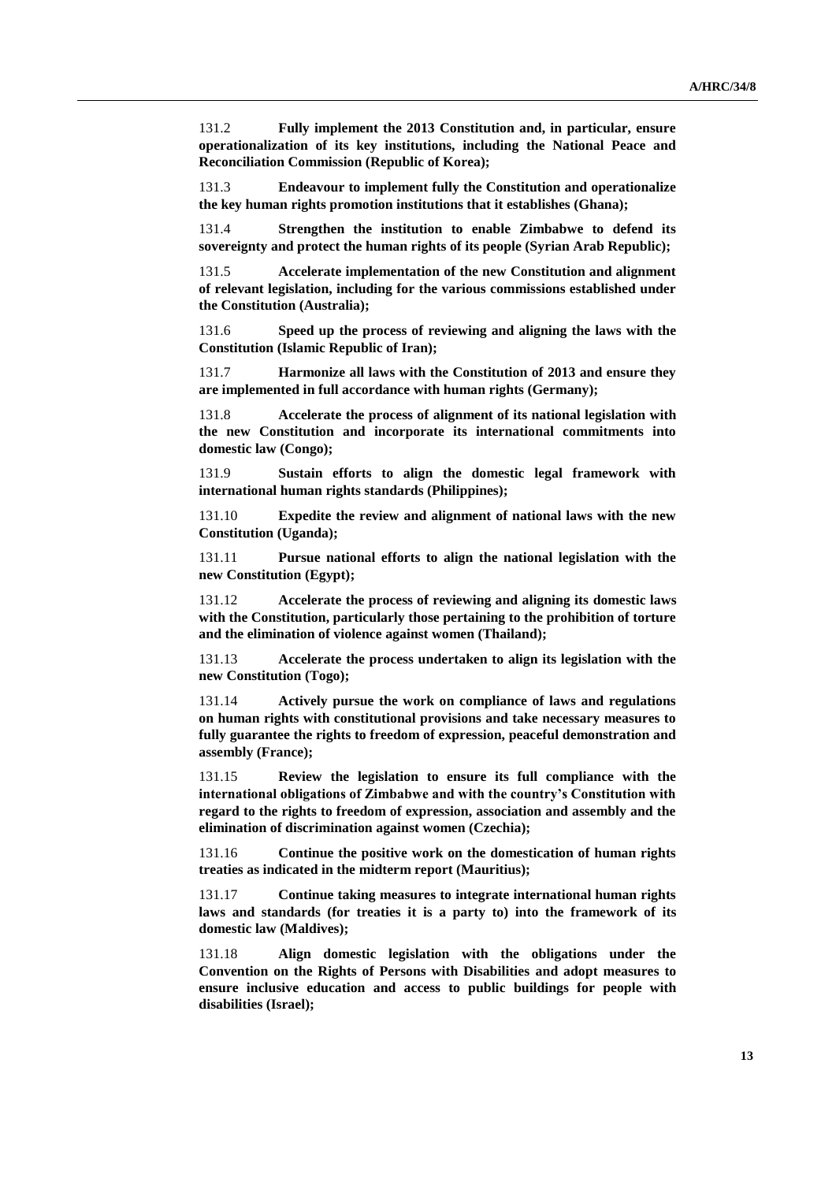131.2 **Fully implement the 2013 Constitution and, in particular, ensure operationalization of its key institutions, including the National Peace and Reconciliation Commission (Republic of Korea);**

131.3 **Endeavour to implement fully the Constitution and operationalize the key human rights promotion institutions that it establishes (Ghana);**

131.4 **Strengthen the institution to enable Zimbabwe to defend its sovereignty and protect the human rights of its people (Syrian Arab Republic);**

131.5 **Accelerate implementation of the new Constitution and alignment of relevant legislation, including for the various commissions established under the Constitution (Australia);**

131.6 **Speed up the process of reviewing and aligning the laws with the Constitution (Islamic Republic of Iran);**

131.7 **Harmonize all laws with the Constitution of 2013 and ensure they are implemented in full accordance with human rights (Germany);**

131.8 **Accelerate the process of alignment of its national legislation with the new Constitution and incorporate its international commitments into domestic law (Congo);**

131.9 **Sustain efforts to align the domestic legal framework with international human rights standards (Philippines);**

131.10 **Expedite the review and alignment of national laws with the new Constitution (Uganda);**

131.11 **Pursue national efforts to align the national legislation with the new Constitution (Egypt);**

131.12 **Accelerate the process of reviewing and aligning its domestic laws with the Constitution, particularly those pertaining to the prohibition of torture and the elimination of violence against women (Thailand);**

131.13 **Accelerate the process undertaken to align its legislation with the new Constitution (Togo);**

131.14 **Actively pursue the work on compliance of laws and regulations on human rights with constitutional provisions and take necessary measures to fully guarantee the rights to freedom of expression, peaceful demonstration and assembly (France);**

131.15 **Review the legislation to ensure its full compliance with the international obligations of Zimbabwe and with the country's Constitution with regard to the rights to freedom of expression, association and assembly and the elimination of discrimination against women (Czechia);**

131.16 **Continue the positive work on the domestication of human rights treaties as indicated in the midterm report (Mauritius);**

131.17 **Continue taking measures to integrate international human rights laws and standards (for treaties it is a party to) into the framework of its domestic law (Maldives);**

131.18 **Align domestic legislation with the obligations under the Convention on the Rights of Persons with Disabilities and adopt measures to ensure inclusive education and access to public buildings for people with disabilities (Israel);**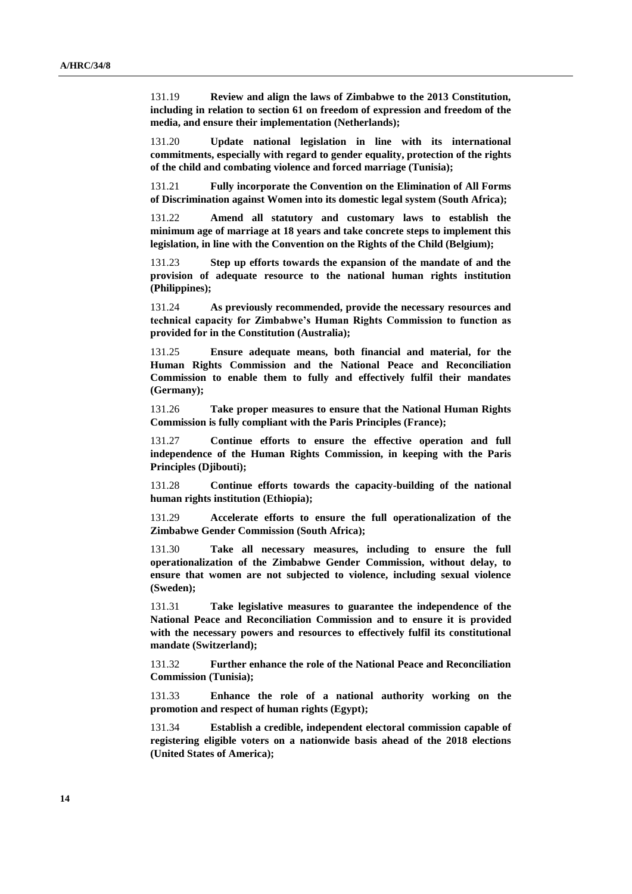131.19 **Review and align the laws of Zimbabwe to the 2013 Constitution, including in relation to section 61 on freedom of expression and freedom of the media, and ensure their implementation (Netherlands);**

131.20 **Update national legislation in line with its international commitments, especially with regard to gender equality, protection of the rights of the child and combating violence and forced marriage (Tunisia);**

131.21 **Fully incorporate the Convention on the Elimination of All Forms of Discrimination against Women into its domestic legal system (South Africa);**

131.22 **Amend all statutory and customary laws to establish the minimum age of marriage at 18 years and take concrete steps to implement this legislation, in line with the Convention on the Rights of the Child (Belgium);**

131.23 **Step up efforts towards the expansion of the mandate of and the provision of adequate resource to the national human rights institution (Philippines);**

131.24 **As previously recommended, provide the necessary resources and technical capacity for Zimbabwe's Human Rights Commission to function as provided for in the Constitution (Australia);**

131.25 **Ensure adequate means, both financial and material, for the Human Rights Commission and the National Peace and Reconciliation Commission to enable them to fully and effectively fulfil their mandates (Germany);**

131.26 **Take proper measures to ensure that the National Human Rights Commission is fully compliant with the Paris Principles (France);**

131.27 **Continue efforts to ensure the effective operation and full independence of the Human Rights Commission, in keeping with the Paris Principles (Djibouti);**

131.28 **Continue efforts towards the capacity-building of the national human rights institution (Ethiopia);**

131.29 **Accelerate efforts to ensure the full operationalization of the Zimbabwe Gender Commission (South Africa);**

131.30 **Take all necessary measures, including to ensure the full operationalization of the Zimbabwe Gender Commission, without delay, to ensure that women are not subjected to violence, including sexual violence (Sweden);**

131.31 **Take legislative measures to guarantee the independence of the National Peace and Reconciliation Commission and to ensure it is provided with the necessary powers and resources to effectively fulfil its constitutional mandate (Switzerland);**

131.32 **Further enhance the role of the National Peace and Reconciliation Commission (Tunisia);**

131.33 **Enhance the role of a national authority working on the promotion and respect of human rights (Egypt);**

131.34 **Establish a credible, independent electoral commission capable of registering eligible voters on a nationwide basis ahead of the 2018 elections (United States of America);**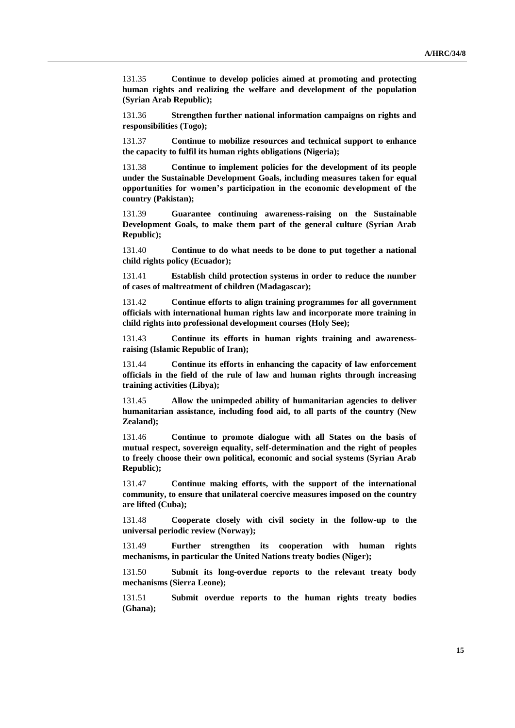131.35 **Continue to develop policies aimed at promoting and protecting human rights and realizing the welfare and development of the population (Syrian Arab Republic);**

131.36 **Strengthen further national information campaigns on rights and responsibilities (Togo);**

131.37 **Continue to mobilize resources and technical support to enhance the capacity to fulfil its human rights obligations (Nigeria);**

131.38 **Continue to implement policies for the development of its people under the Sustainable Development Goals, including measures taken for equal opportunities for women's participation in the economic development of the country (Pakistan);**

131.39 **Guarantee continuing awareness-raising on the Sustainable Development Goals, to make them part of the general culture (Syrian Arab Republic);**

131.40 **Continue to do what needs to be done to put together a national child rights policy (Ecuador);**

131.41 **Establish child protection systems in order to reduce the number of cases of maltreatment of children (Madagascar);**

131.42 **Continue efforts to align training programmes for all government officials with international human rights law and incorporate more training in child rights into professional development courses (Holy See);**

131.43 **Continue its efforts in human rights training and awareness-raising (Islamic Republic of Iran);**

131.44 **Continue its efforts in enhancing the capacity of law enforcement officials in the field of the rule of law and human rights through increasing training activities (Libya);**

131.45 **Allow the unimpeded ability of humanitarian agencies to deliver humanitarian assistance, including food aid, to all parts of the country (New Zealand);**

131.46 **Continue to promote dialogue with all States on the basis of mutual respect, sovereign equality, self-determination and the right of peoples to freely choose their own political, economic and social systems (Syrian Arab Republic);**

131.47 **Continue making efforts, with the support of the international community, to ensure that unilateral coercive measures imposed on the country are lifted (Cuba);**

131.48 **Cooperate closely with civil society in the follow-up to the universal periodic review (Norway);**

131.49 **Further strengthen its cooperation with human rights mechanisms, in particular the United Nations treaty bodies (Niger);**

131.50 **Submit its long-overdue reports to the relevant treaty body mechanisms (Sierra Leone);**

131.51 **Submit overdue reports to the human rights treaty bodies (Ghana);**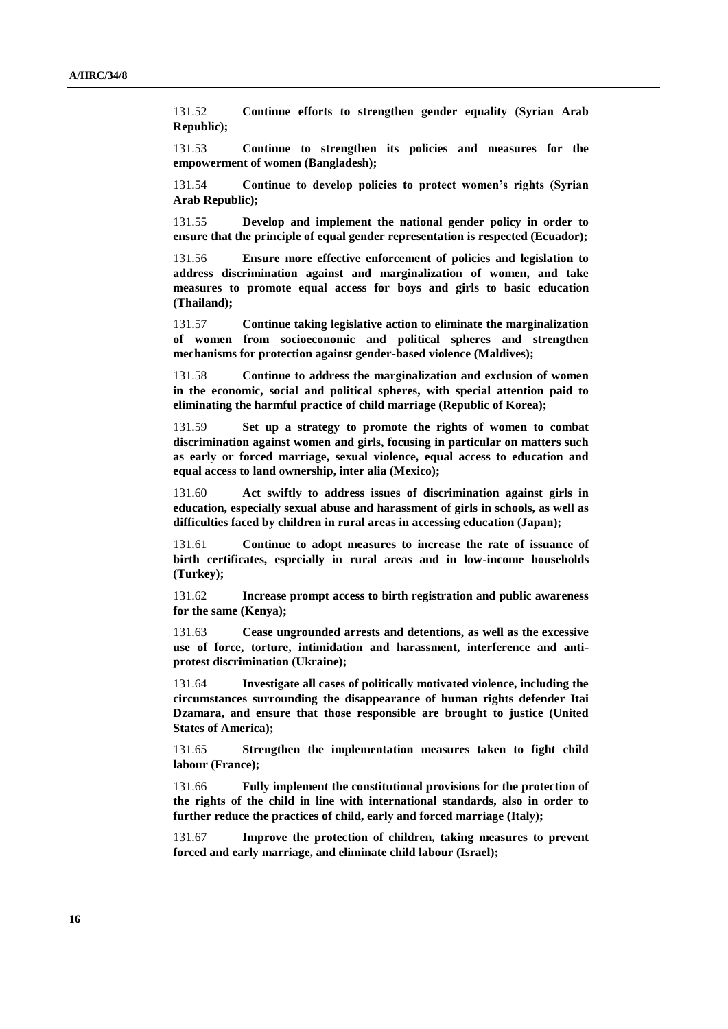131.52 **Continue efforts to strengthen gender equality (Syrian Arab Republic);**

131.53 **Continue to strengthen its policies and measures for the empowerment of women (Bangladesh);**

131.54 **Continue to develop policies to protect women's rights (Syrian Arab Republic);**

131.55 **Develop and implement the national gender policy in order to ensure that the principle of equal gender representation is respected (Ecuador);**

131.56 **Ensure more effective enforcement of policies and legislation to address discrimination against and marginalization of women, and take measures to promote equal access for boys and girls to basic education (Thailand);**

131.57 **Continue taking legislative action to eliminate the marginalization of women from socioeconomic and political spheres and strengthen mechanisms for protection against gender-based violence (Maldives);**

131.58 **Continue to address the marginalization and exclusion of women in the economic, social and political spheres, with special attention paid to eliminating the harmful practice of child marriage (Republic of Korea);**

131.59 **Set up a strategy to promote the rights of women to combat discrimination against women and girls, focusing in particular on matters such as early or forced marriage, sexual violence, equal access to education and equal access to land ownership, inter alia (Mexico);**

131.60 **Act swiftly to address issues of discrimination against girls in education, especially sexual abuse and harassment of girls in schools, as well as difficulties faced by children in rural areas in accessing education (Japan);**

131.61 **Continue to adopt measures to increase the rate of issuance of birth certificates, especially in rural areas and in low-income households (Turkey);**

131.62 **Increase prompt access to birth registration and public awareness for the same (Kenya);**

131.63 **Cease ungrounded arrests and detentions, as well as the excessive use of force, torture, intimidation and harassment, interference and anti-protest discrimination (Ukraine);**

131.64 **Investigate all cases of politically motivated violence, including the circumstances surrounding the disappearance of human rights defender Itai Dzamara, and ensure that those responsible are brought to justice (United States of America);**

131.65 **Strengthen the implementation measures taken to fight child labour (France);**

131.66 **Fully implement the constitutional provisions for the protection of the rights of the child in line with international standards, also in order to further reduce the practices of child, early and forced marriage (Italy);**

131.67 **Improve the protection of children, taking measures to prevent forced and early marriage, and eliminate child labour (Israel);**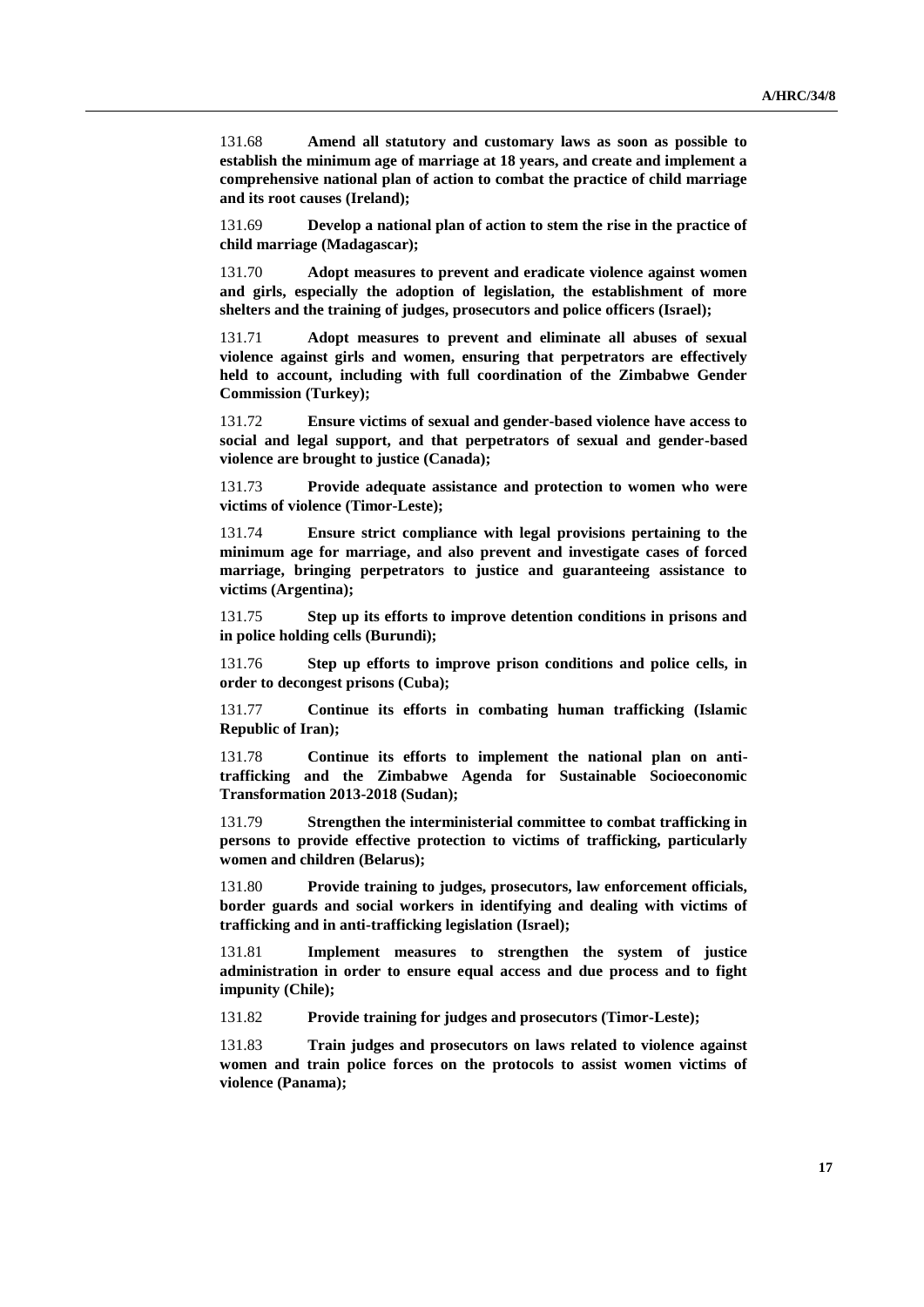131.68 **Amend all statutory and customary laws as soon as possible to establish the minimum age of marriage at 18 years, and create and implement a comprehensive national plan of action to combat the practice of child marriage and its root causes (Ireland);**

131.69 **Develop a national plan of action to stem the rise in the practice of child marriage (Madagascar);**

131.70 **Adopt measures to prevent and eradicate violence against women and girls, especially the adoption of legislation, the establishment of more shelters and the training of judges, prosecutors and police officers (Israel);**

131.71 **Adopt measures to prevent and eliminate all abuses of sexual violence against girls and women, ensuring that perpetrators are effectively held to account, including with full coordination of the Zimbabwe Gender Commission (Turkey);**

131.72 **Ensure victims of sexual and gender-based violence have access to social and legal support, and that perpetrators of sexual and gender-based violence are brought to justice (Canada);**

131.73 **Provide adequate assistance and protection to women who were victims of violence (Timor-Leste);**

131.74 **Ensure strict compliance with legal provisions pertaining to the minimum age for marriage, and also prevent and investigate cases of forced marriage, bringing perpetrators to justice and guaranteeing assistance to victims (Argentina);**

131.75 **Step up its efforts to improve detention conditions in prisons and in police holding cells (Burundi);**

131.76 **Step up efforts to improve prison conditions and police cells, in order to decongest prisons (Cuba);**

131.77 **Continue its efforts in combating human trafficking (Islamic Republic of Iran);**

131.78 **Continue its efforts to implement the national plan on anti-trafficking and the Zimbabwe Agenda for Sustainable Socioeconomic Transformation 2013-2018 (Sudan);**

131.79 **Strengthen the interministerial committee to combat trafficking in persons to provide effective protection to victims of trafficking, particularly women and children (Belarus);**

131.80 **Provide training to judges, prosecutors, law enforcement officials, border guards and social workers in identifying and dealing with victims of trafficking and in anti-trafficking legislation (Israel);**

131.81 **Implement measures to strengthen the system of justice administration in order to ensure equal access and due process and to fight impunity (Chile);**

131.82 **Provide training for judges and prosecutors (Timor-Leste);**

131.83 **Train judges and prosecutors on laws related to violence against women and train police forces on the protocols to assist women victims of violence (Panama);**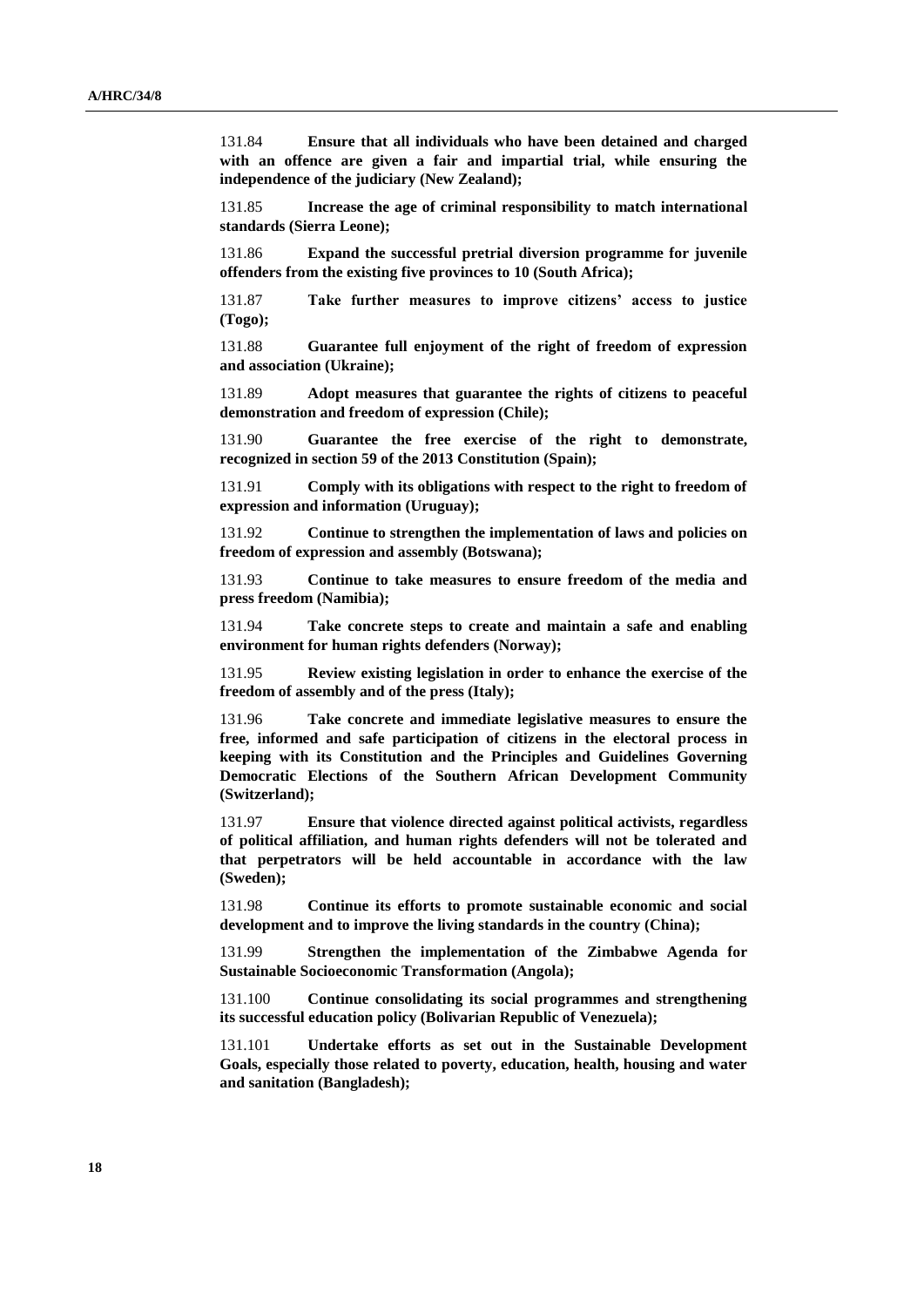131.84 **Ensure that all individuals who have been detained and charged with an offence are given a fair and impartial trial, while ensuring the independence of the judiciary (New Zealand);**

131.85 **Increase the age of criminal responsibility to match international standards (Sierra Leone);**

131.86 **Expand the successful pretrial diversion programme for juvenile offenders from the existing five provinces to 10 (South Africa);**

131.87 **Take further measures to improve citizens' access to justice (Togo);**

131.88 **Guarantee full enjoyment of the right of freedom of expression and association (Ukraine);**

131.89 **Adopt measures that guarantee the rights of citizens to peaceful demonstration and freedom of expression (Chile);**

131.90 **Guarantee the free exercise of the right to demonstrate, recognized in section 59 of the 2013 Constitution (Spain);**

131.91 **Comply with its obligations with respect to the right to freedom of expression and information (Uruguay);**

131.92 **Continue to strengthen the implementation of laws and policies on freedom of expression and assembly (Botswana);**

131.93 **Continue to take measures to ensure freedom of the media and press freedom (Namibia);**

131.94 **Take concrete steps to create and maintain a safe and enabling environment for human rights defenders (Norway);**

131.95 **Review existing legislation in order to enhance the exercise of the freedom of assembly and of the press (Italy);**

131.96 **Take concrete and immediate legislative measures to ensure the free, informed and safe participation of citizens in the electoral process in keeping with its Constitution and the Principles and Guidelines Governing Democratic Elections of the Southern African Development Community (Switzerland);**

131.97 **Ensure that violence directed against political activists, regardless of political affiliation, and human rights defenders will not be tolerated and that perpetrators will be held accountable in accordance with the law (Sweden);**

131.98 **Continue its efforts to promote sustainable economic and social development and to improve the living standards in the country (China);**

131.99 **Strengthen the implementation of the Zimbabwe Agenda for Sustainable Socioeconomic Transformation (Angola);**

131.100 **Continue consolidating its social programmes and strengthening its successful education policy (Bolivarian Republic of Venezuela);**

131.101 **Undertake efforts as set out in the Sustainable Development Goals, especially those related to poverty, education, health, housing and water and sanitation (Bangladesh);**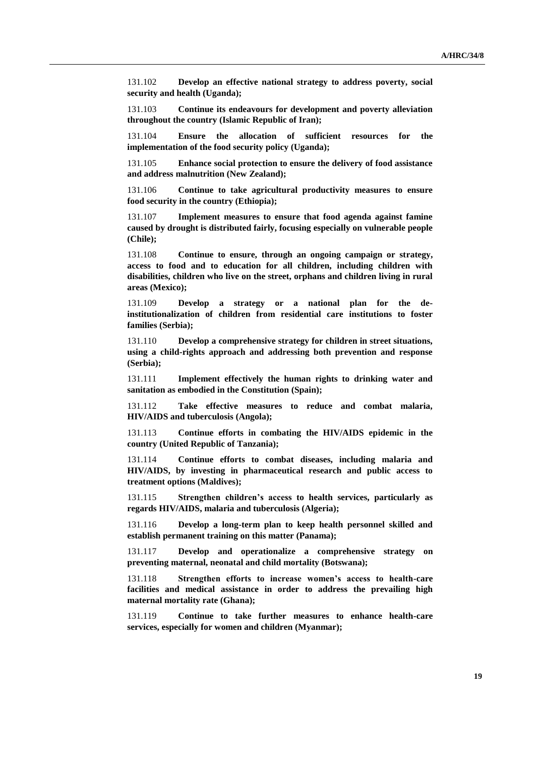131.102 **Develop an effective national strategy to address poverty, social security and health (Uganda);**

131.103 **Continue its endeavours for development and poverty alleviation throughout the country (Islamic Republic of Iran);**

131.104 **Ensure the allocation of sufficient resources for the implementation of the food security policy (Uganda);**

131.105 **Enhance social protection to ensure the delivery of food assistance and address malnutrition (New Zealand);**

131.106 **Continue to take agricultural productivity measures to ensure food security in the country (Ethiopia);**

131.107 **Implement measures to ensure that food agenda against famine caused by drought is distributed fairly, focusing especially on vulnerable people (Chile);**

131.108 **Continue to ensure, through an ongoing campaign or strategy, access to food and to education for all children, including children with disabilities, children who live on the street, orphans and children living in rural areas (Mexico);**

131.109 **Develop a strategy or a national plan for the de-institutionalization of children from residential care institutions to foster families (Serbia);**

131.110 **Develop a comprehensive strategy for children in street situations, using a child-rights approach and addressing both prevention and response (Serbia);**

131.111 **Implement effectively the human rights to drinking water and sanitation as embodied in the Constitution (Spain);**

131.112 **Take effective measures to reduce and combat malaria, HIV/AIDS and tuberculosis (Angola);**

131.113 **Continue efforts in combating the HIV/AIDS epidemic in the country (United Republic of Tanzania);**

131.114 **Continue efforts to combat diseases, including malaria and HIV/AIDS, by investing in pharmaceutical research and public access to treatment options (Maldives);**

131.115 **Strengthen children's access to health services, particularly as regards HIV/AIDS, malaria and tuberculosis (Algeria);**

131.116 **Develop a long-term plan to keep health personnel skilled and establish permanent training on this matter (Panama);**

131.117 **Develop and operationalize a comprehensive strategy on preventing maternal, neonatal and child mortality (Botswana);**

131.118 **Strengthen efforts to increase women's access to health-care facilities and medical assistance in order to address the prevailing high maternal mortality rate (Ghana);**

131.119 **Continue to take further measures to enhance health-care services, especially for women and children (Myanmar);**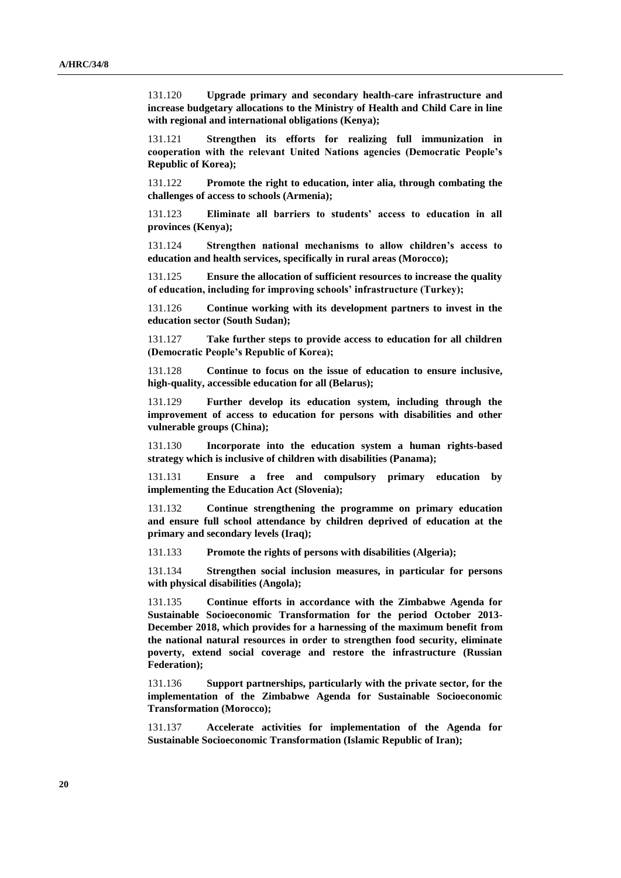131.120 **Upgrade primary and secondary health-care infrastructure and increase budgetary allocations to the Ministry of Health and Child Care in line with regional and international obligations (Kenya);**

131.121 **Strengthen its efforts for realizing full immunization in cooperation with the relevant United Nations agencies (Democratic People's Republic of Korea);**

131.122 **Promote the right to education, inter alia, through combating the challenges of access to schools (Armenia);**

131.123 **Eliminate all barriers to students' access to education in all provinces (Kenya);**

131.124 **Strengthen national mechanisms to allow children's access to education and health services, specifically in rural areas (Morocco);**

131.125 **Ensure the allocation of sufficient resources to increase the quality of education, including for improving schools' infrastructure (Turkey);**

131.126 **Continue working with its development partners to invest in the education sector (South Sudan);**

131.127 **Take further steps to provide access to education for all children (Democratic People's Republic of Korea);**

131.128 **Continue to focus on the issue of education to ensure inclusive, high-quality, accessible education for all (Belarus);**

131.129 **Further develop its education system, including through the improvement of access to education for persons with disabilities and other vulnerable groups (China);**

131.130 **Incorporate into the education system a human rights-based strategy which is inclusive of children with disabilities (Panama);**

131.131 **Ensure a free and compulsory primary education by implementing the Education Act (Slovenia);**

131.132 **Continue strengthening the programme on primary education and ensure full school attendance by children deprived of education at the primary and secondary levels (Iraq);**

131.133 **Promote the rights of persons with disabilities (Algeria);**

131.134 **Strengthen social inclusion measures, in particular for persons with physical disabilities (Angola);**

131.135 **Continue efforts in accordance with the Zimbabwe Agenda for Sustainable Socioeconomic Transformation for the period October 2013-December 2018, which provides for a harnessing of the maximum benefit from the national natural resources in order to strengthen food security, eliminate poverty, extend social coverage and restore the infrastructure (Russian Federation);**

131.136 **Support partnerships, particularly with the private sector, for the implementation of the Zimbabwe Agenda for Sustainable Socioeconomic Transformation (Morocco);**

131.137 **Accelerate activities for implementation of the Agenda for Sustainable Socioeconomic Transformation (Islamic Republic of Iran);**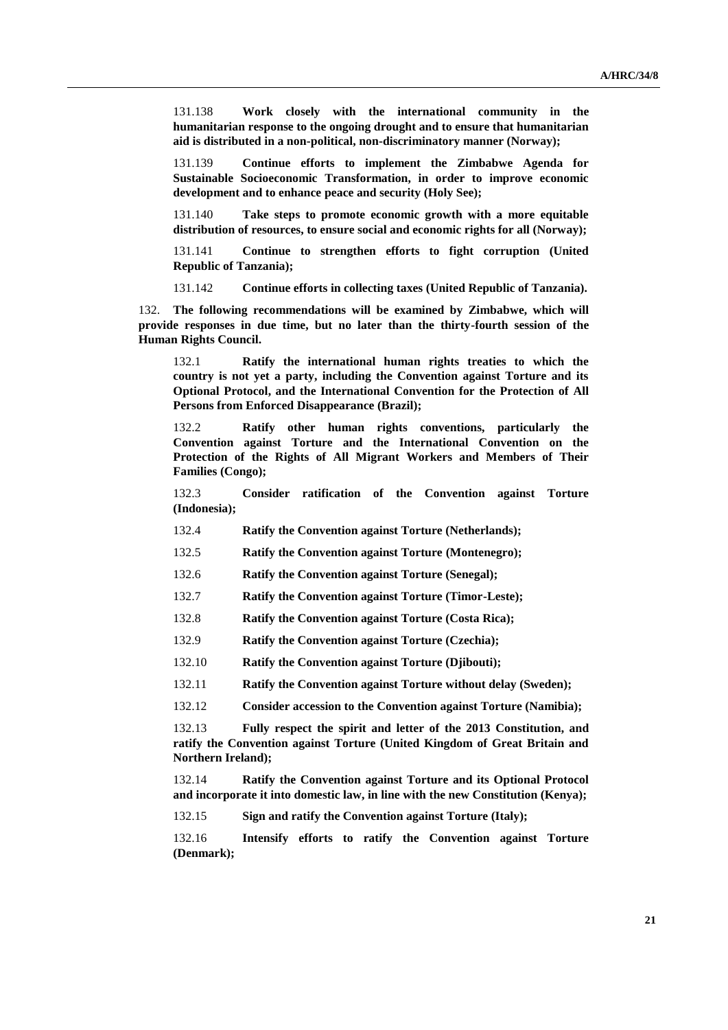131.138 **Work closely with the international community in the humanitarian response to the ongoing drought and to ensure that humanitarian aid is distributed in a non-political, non-discriminatory manner (Norway);**

131.139 **Continue efforts to implement the Zimbabwe Agenda for Sustainable Socioeconomic Transformation, in order to improve economic development and to enhance peace and security (Holy See);**

131.140 **Take steps to promote economic growth with a more equitable distribution of resources, to ensure social and economic rights for all (Norway);**

131.141 **Continue to strengthen efforts to fight corruption (United Republic of Tanzania);**

131.142 **Continue efforts in collecting taxes (United Republic of Tanzania).**

132. **The following recommendations will be examined by Zimbabwe, which will provide responses in due time, but no later than the thirty-fourth session of the Human Rights Council.**

132.1 **Ratify the international human rights treaties to which the country is not yet a party, including the Convention against Torture and its Optional Protocol, and the International Convention for the Protection of All Persons from Enforced Disappearance (Brazil);**

132.2 **Ratify other human rights conventions, particularly the Convention against Torture and the International Convention on the Protection of the Rights of All Migrant Workers and Members of Their Families (Congo);**

132.3 **Consider ratification of the Convention against Torture (Indonesia);**

132.4 **Ratify the Convention against Torture (Netherlands);**

132.5 **Ratify the Convention against Torture (Montenegro);**

132.6 **Ratify the Convention against Torture (Senegal);**

132.7 **Ratify the Convention against Torture (Timor-Leste);**

132.8 **Ratify the Convention against Torture (Costa Rica);**

132.9 **Ratify the Convention against Torture (Czechia);**

132.10 **Ratify the Convention against Torture (Djibouti);**

132.11 **Ratify the Convention against Torture without delay (Sweden);**

132.12 **Consider accession to the Convention against Torture (Namibia);**

132.13 **Fully respect the spirit and letter of the 2013 Constitution, and ratify the Convention against Torture (United Kingdom of Great Britain and Northern Ireland);**

132.14 **Ratify the Convention against Torture and its Optional Protocol and incorporate it into domestic law, in line with the new Constitution (Kenya);**

132.15 **Sign and ratify the Convention against Torture (Italy);**

132.16 **Intensify efforts to ratify the Convention against Torture (Denmark);**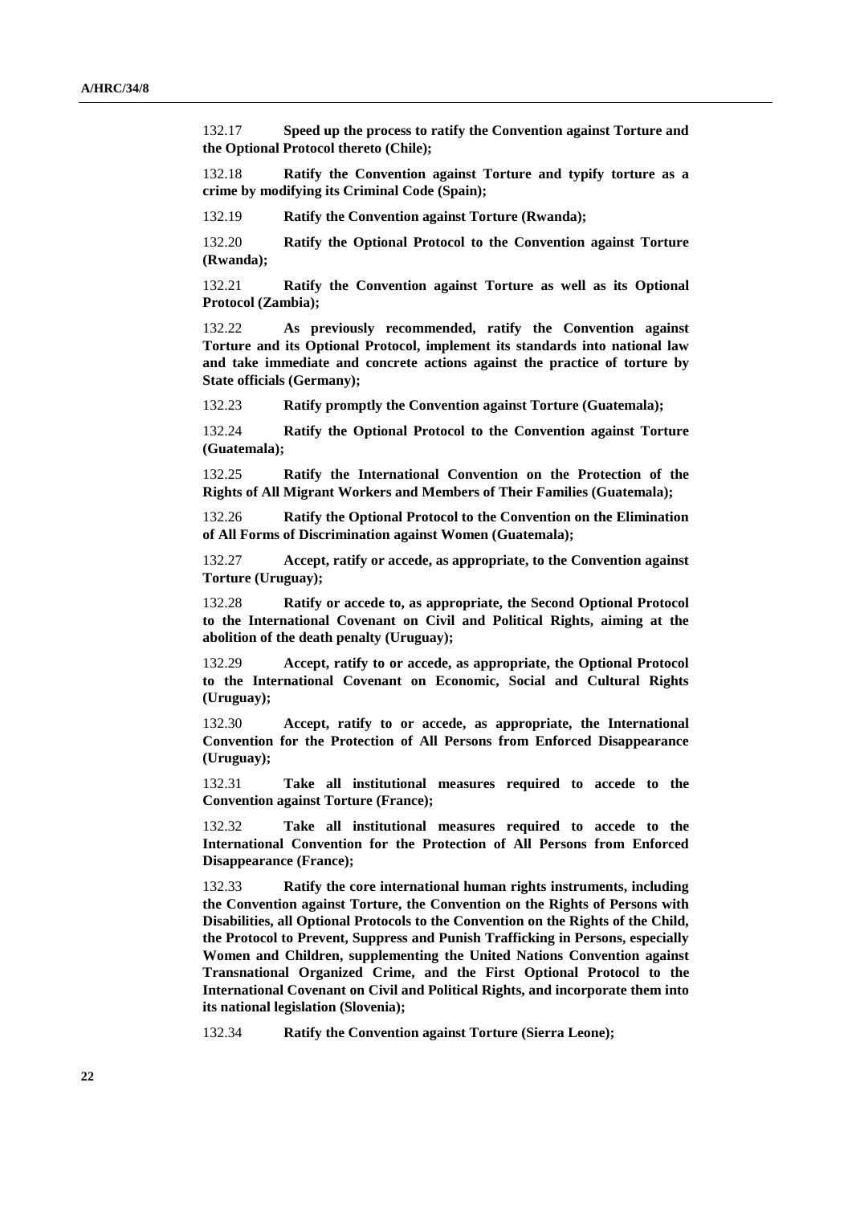132.17 **Speed up the process to ratify the Convention against Torture and the Optional Protocol thereto (Chile);**

132.18 **Ratify the Convention against Torture and typify torture as a crime by modifying its Criminal Code (Spain);**

132.19 **Ratify the Convention against Torture (Rwanda);**

132.20 **Ratify the Optional Protocol to the Convention against Torture (Rwanda);**

132.21 **Ratify the Convention against Torture as well as its Optional Protocol (Zambia);**

132.22 **As previously recommended, ratify the Convention against Torture and its Optional Protocol, implement its standards into national law and take immediate and concrete actions against the practice of torture by State officials (Germany);**

132.23 **Ratify promptly the Convention against Torture (Guatemala);**

132.24 **Ratify the Optional Protocol to the Convention against Torture (Guatemala);**

132.25 **Ratify the International Convention on the Protection of the Rights of All Migrant Workers and Members of Their Families (Guatemala);**

132.26 **Ratify the Optional Protocol to the Convention on the Elimination of All Forms of Discrimination against Women (Guatemala);**

132.27 **Accept, ratify or accede, as appropriate, to the Convention against Torture (Uruguay);**

132.28 **Ratify or accede to, as appropriate, the Second Optional Protocol to the International Covenant on Civil and Political Rights, aiming at the abolition of the death penalty (Uruguay);**

132.29 **Accept, ratify to or accede, as appropriate, the Optional Protocol to the International Covenant on Economic, Social and Cultural Rights (Uruguay);**

132.30 **Accept, ratify to or accede, as appropriate, the International Convention for the Protection of All Persons from Enforced Disappearance (Uruguay);**

132.31 **Take all institutional measures required to accede to the Convention against Torture (France);**

132.32 **Take all institutional measures required to accede to the International Convention for the Protection of All Persons from Enforced Disappearance (France);**

132.33 **Ratify the core international human rights instruments, including the Convention against Torture, the Convention on the Rights of Persons with Disabilities, all Optional Protocols to the Convention on the Rights of the Child, the Protocol to Prevent, Suppress and Punish Trafficking in Persons, especially Women and Children, supplementing the United Nations Convention against Transnational Organized Crime, and the First Optional Protocol to the International Covenant on Civil and Political Rights, and incorporate them into its national legislation (Slovenia);**

132.34 **Ratify the Convention against Torture (Sierra Leone);**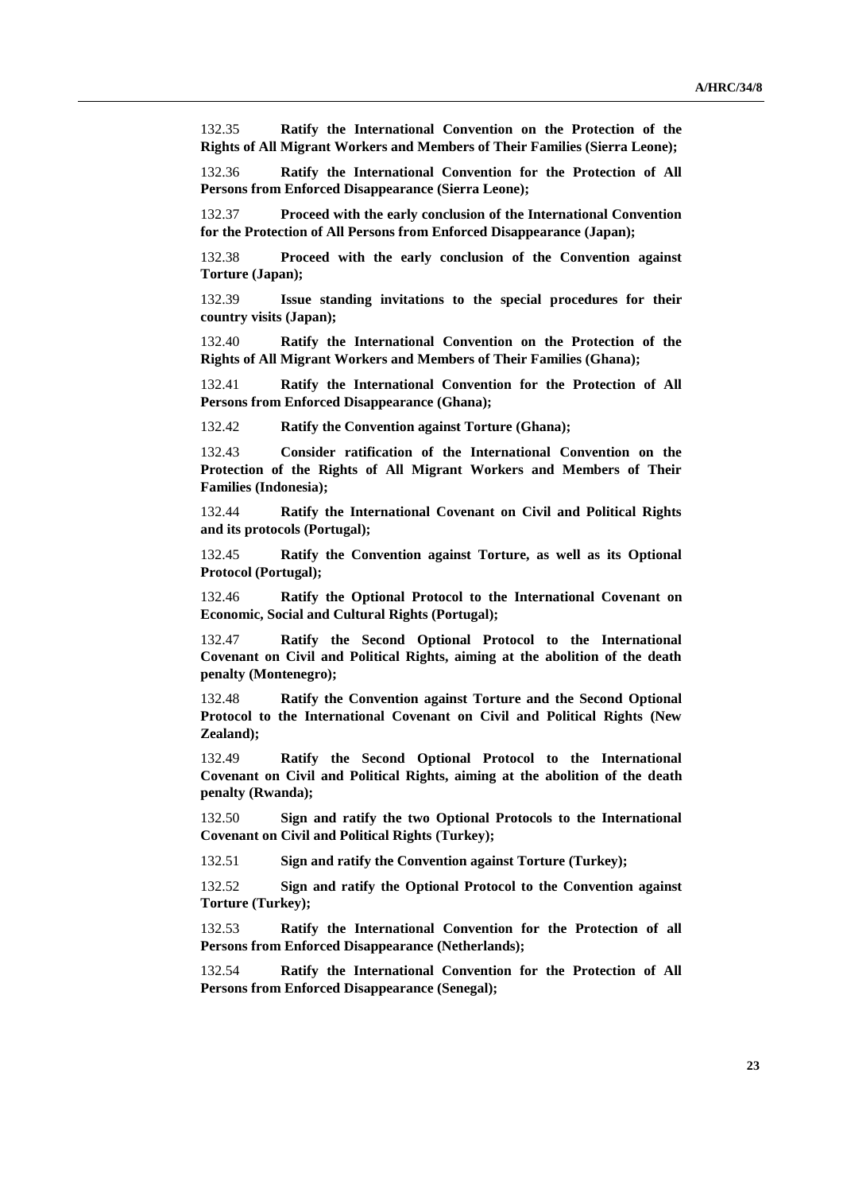132.35 **Ratify the International Convention on the Protection of the Rights of All Migrant Workers and Members of Their Families (Sierra Leone);**

132.36 **Ratify the International Convention for the Protection of All Persons from Enforced Disappearance (Sierra Leone);**

132.37 **Proceed with the early conclusion of the International Convention for the Protection of All Persons from Enforced Disappearance (Japan);**

132.38 **Proceed with the early conclusion of the Convention against Torture (Japan);**

132.39 **Issue standing invitations to the special procedures for their country visits (Japan);**

132.40 **Ratify the International Convention on the Protection of the Rights of All Migrant Workers and Members of Their Families (Ghana);**

132.41 **Ratify the International Convention for the Protection of All Persons from Enforced Disappearance (Ghana);**

132.42 **Ratify the Convention against Torture (Ghana);**

132.43 **Consider ratification of the International Convention on the Protection of the Rights of All Migrant Workers and Members of Their Families (Indonesia);**

132.44 **Ratify the International Covenant on Civil and Political Rights and its protocols (Portugal);**

132.45 **Ratify the Convention against Torture, as well as its Optional Protocol (Portugal);**

132.46 **Ratify the Optional Protocol to the International Covenant on Economic, Social and Cultural Rights (Portugal);**

132.47 **Ratify the Second Optional Protocol to the International Covenant on Civil and Political Rights, aiming at the abolition of the death penalty (Montenegro);**

132.48 **Ratify the Convention against Torture and the Second Optional Protocol to the International Covenant on Civil and Political Rights (New Zealand);**

132.49 **Ratify the Second Optional Protocol to the International Covenant on Civil and Political Rights, aiming at the abolition of the death penalty (Rwanda);**

132.50 **Sign and ratify the two Optional Protocols to the International Covenant on Civil and Political Rights (Turkey);**

132.51 **Sign and ratify the Convention against Torture (Turkey);**

132.52 **Sign and ratify the Optional Protocol to the Convention against Torture (Turkey);**

132.53 **Ratify the International Convention for the Protection of all Persons from Enforced Disappearance (Netherlands);**

132.54 **Ratify the International Convention for the Protection of All Persons from Enforced Disappearance (Senegal);**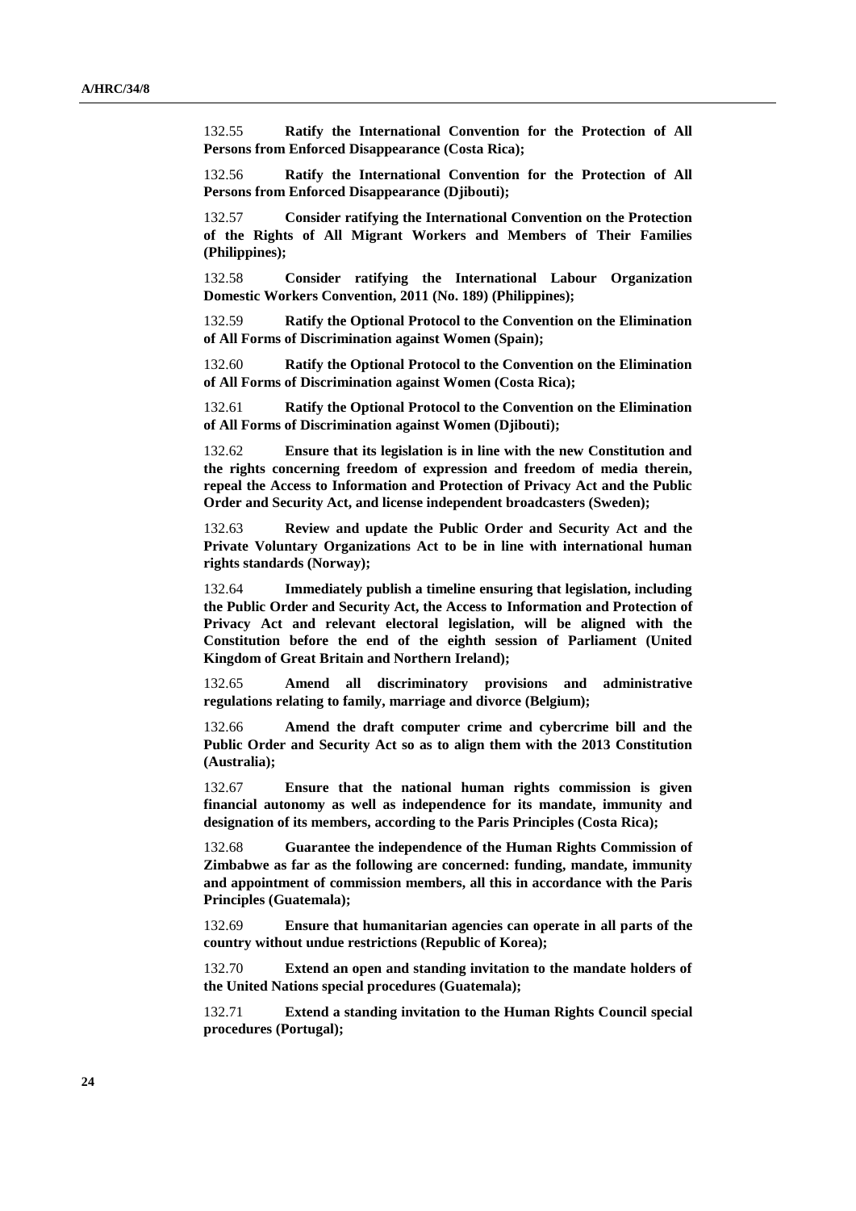132.55 **Ratify the International Convention for the Protection of All Persons from Enforced Disappearance (Costa Rica);**

132.56 **Ratify the International Convention for the Protection of All Persons from Enforced Disappearance (Djibouti);**

132.57 **Consider ratifying the International Convention on the Protection of the Rights of All Migrant Workers and Members of Their Families (Philippines);**

132.58 **Consider ratifying the International Labour Organization Domestic Workers Convention, 2011 (No. 189) (Philippines);**

132.59 **Ratify the Optional Protocol to the Convention on the Elimination of All Forms of Discrimination against Women (Spain);**

132.60 **Ratify the Optional Protocol to the Convention on the Elimination of All Forms of Discrimination against Women (Costa Rica);**

132.61 **Ratify the Optional Protocol to the Convention on the Elimination of All Forms of Discrimination against Women (Djibouti);**

132.62 **Ensure that its legislation is in line with the new Constitution and the rights concerning freedom of expression and freedom of media therein, repeal the Access to Information and Protection of Privacy Act and the Public Order and Security Act, and license independent broadcasters (Sweden);**

132.63 **Review and update the Public Order and Security Act and the Private Voluntary Organizations Act to be in line with international human rights standards (Norway);**

132.64 **Immediately publish a timeline ensuring that legislation, including the Public Order and Security Act, the Access to Information and Protection of Privacy Act and relevant electoral legislation, will be aligned with the Constitution before the end of the eighth session of Parliament (United Kingdom of Great Britain and Northern Ireland);**

132.65 **Amend all discriminatory provisions and administrative regulations relating to family, marriage and divorce (Belgium);**

132.66 **Amend the draft computer crime and cybercrime bill and the Public Order and Security Act so as to align them with the 2013 Constitution (Australia);**

132.67 **Ensure that the national human rights commission is given financial autonomy as well as independence for its mandate, immunity and designation of its members, according to the Paris Principles (Costa Rica);**

132.68 **Guarantee the independence of the Human Rights Commission of Zimbabwe as far as the following are concerned: funding, mandate, immunity and appointment of commission members, all this in accordance with the Paris Principles (Guatemala);**

132.69 **Ensure that humanitarian agencies can operate in all parts of the country without undue restrictions (Republic of Korea);**

132.70 **Extend an open and standing invitation to the mandate holders of the United Nations special procedures (Guatemala);**

132.71 **Extend a standing invitation to the Human Rights Council special procedures (Portugal);**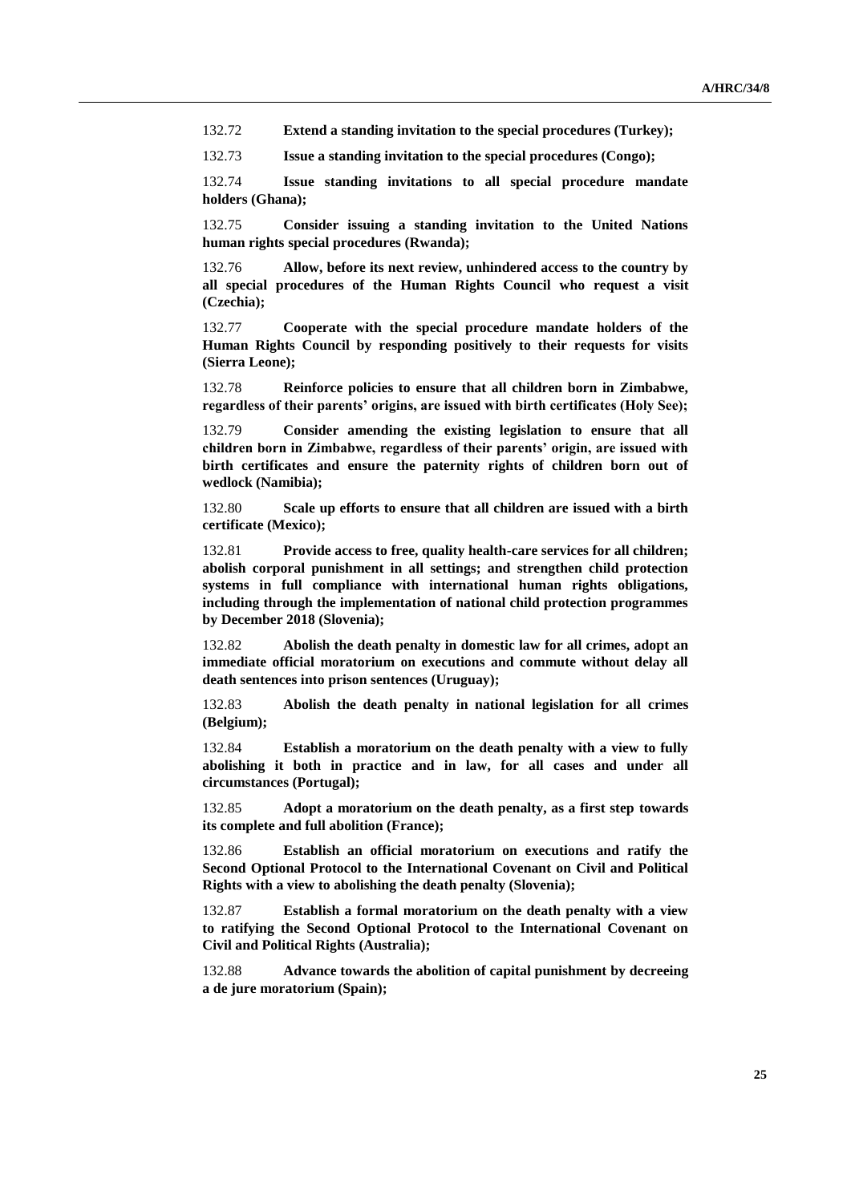132.72 **Extend a standing invitation to the special procedures (Turkey);**

132.73 **Issue a standing invitation to the special procedures (Congo);**

132.74 **Issue standing invitations to all special procedure mandate holders (Ghana);**

132.75 **Consider issuing a standing invitation to the United Nations human rights special procedures (Rwanda);**

132.76 **Allow, before its next review, unhindered access to the country by all special procedures of the Human Rights Council who request a visit (Czechia);**

132.77 **Cooperate with the special procedure mandate holders of the Human Rights Council by responding positively to their requests for visits (Sierra Leone);**

132.78 **Reinforce policies to ensure that all children born in Zimbabwe, regardless of their parents' origins, are issued with birth certificates (Holy See);**

132.79 **Consider amending the existing legislation to ensure that all children born in Zimbabwe, regardless of their parents' origin, are issued with birth certificates and ensure the paternity rights of children born out of wedlock (Namibia);**

132.80 **Scale up efforts to ensure that all children are issued with a birth certificate (Mexico);**

132.81 **Provide access to free, quality health-care services for all children; abolish corporal punishment in all settings; and strengthen child protection systems in full compliance with international human rights obligations, including through the implementation of national child protection programmes by December 2018 (Slovenia);**

132.82 **Abolish the death penalty in domestic law for all crimes, adopt an immediate official moratorium on executions and commute without delay all death sentences into prison sentences (Uruguay);**

132.83 **Abolish the death penalty in national legislation for all crimes (Belgium);**

132.84 **Establish a moratorium on the death penalty with a view to fully abolishing it both in practice and in law, for all cases and under all circumstances (Portugal);**

132.85 **Adopt a moratorium on the death penalty, as a first step towards its complete and full abolition (France);**

132.86 **Establish an official moratorium on executions and ratify the Second Optional Protocol to the International Covenant on Civil and Political Rights with a view to abolishing the death penalty (Slovenia);**

132.87 **Establish a formal moratorium on the death penalty with a view to ratifying the Second Optional Protocol to the International Covenant on Civil and Political Rights (Australia);**

132.88 **Advance towards the abolition of capital punishment by decreeing a de jure moratorium (Spain);**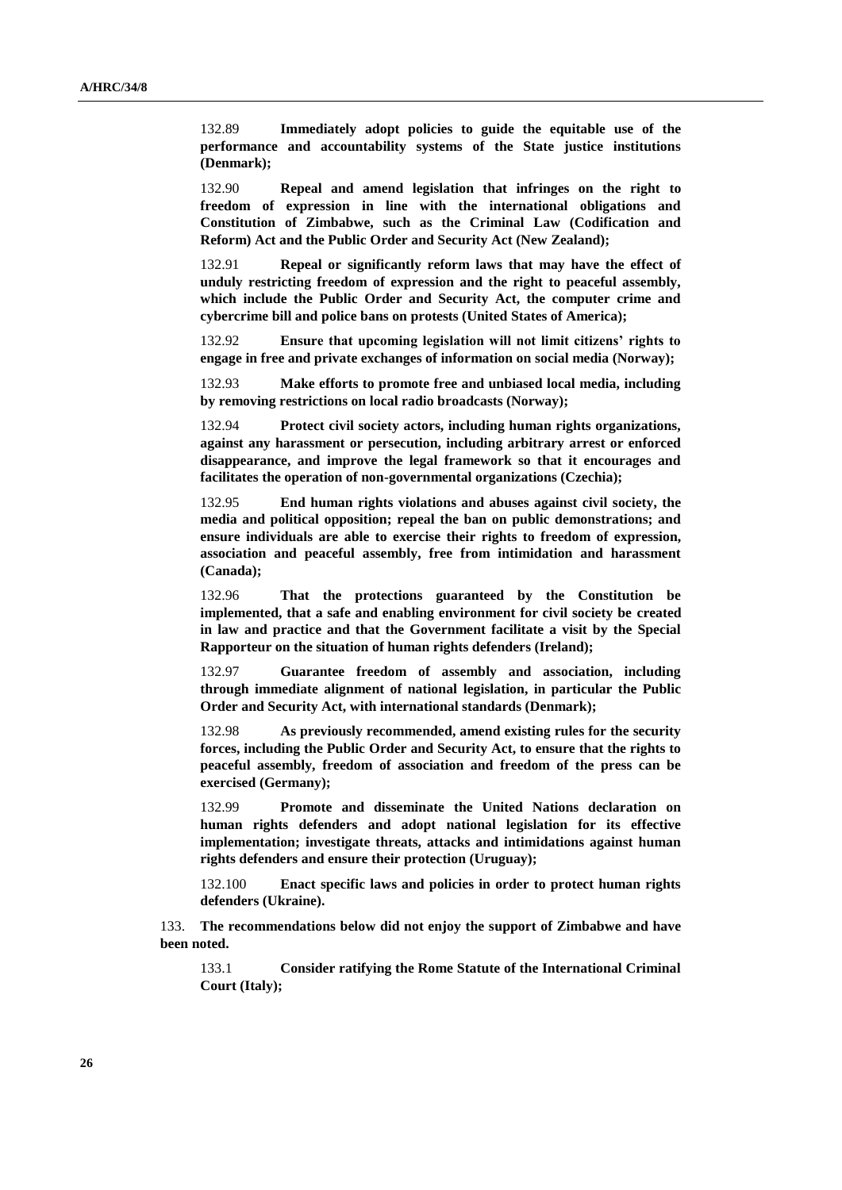132.89 **Immediately adopt policies to guide the equitable use of the performance and accountability systems of the State justice institutions (Denmark);**

132.90 **Repeal and amend legislation that infringes on the right to freedom of expression in line with the international obligations and Constitution of Zimbabwe, such as the Criminal Law (Codification and Reform) Act and the Public Order and Security Act (New Zealand);**

132.91 **Repeal or significantly reform laws that may have the effect of unduly restricting freedom of expression and the right to peaceful assembly, which include the Public Order and Security Act, the computer crime and cybercrime bill and police bans on protests (United States of America);**

132.92 **Ensure that upcoming legislation will not limit citizens' rights to engage in free and private exchanges of information on social media (Norway);**

132.93 **Make efforts to promote free and unbiased local media, including by removing restrictions on local radio broadcasts (Norway);**

132.94 **Protect civil society actors, including human rights organizations, against any harassment or persecution, including arbitrary arrest or enforced disappearance, and improve the legal framework so that it encourages and facilitates the operation of non-governmental organizations (Czechia);**

132.95 **End human rights violations and abuses against civil society, the media and political opposition; repeal the ban on public demonstrations; and ensure individuals are able to exercise their rights to freedom of expression, association and peaceful assembly, free from intimidation and harassment (Canada);**

132.96 **That the protections guaranteed by the Constitution be implemented, that a safe and enabling environment for civil society be created in law and practice and that the Government facilitate a visit by the Special Rapporteur on the situation of human rights defenders (Ireland);**

132.97 **Guarantee freedom of assembly and association, including through immediate alignment of national legislation, in particular the Public Order and Security Act, with international standards (Denmark);**

132.98 **As previously recommended, amend existing rules for the security forces, including the Public Order and Security Act, to ensure that the rights to peaceful assembly, freedom of association and freedom of the press can be exercised (Germany);**

132.99 **Promote and disseminate the United Nations declaration on human rights defenders and adopt national legislation for its effective implementation; investigate threats, attacks and intimidations against human rights defenders and ensure their protection (Uruguay);**

132.100 **Enact specific laws and policies in order to protect human rights defenders (Ukraine).**

133. **The recommendations below did not enjoy the support of Zimbabwe and have been noted.**

133.1 **Consider ratifying the Rome Statute of the International Criminal Court (Italy);**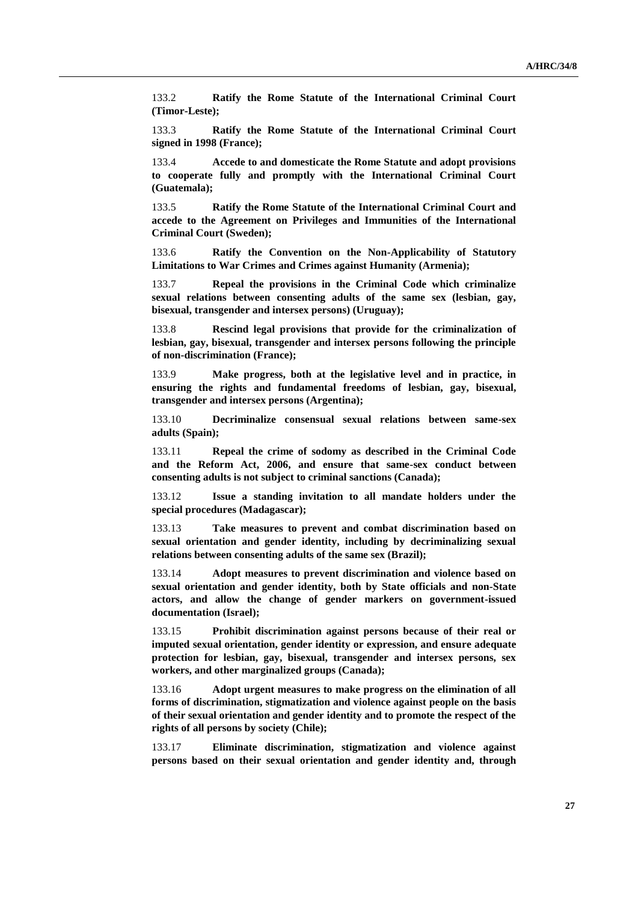133.2 **Ratify the Rome Statute of the International Criminal Court (Timor-Leste);**

133.3 **Ratify the Rome Statute of the International Criminal Court signed in 1998 (France);**

133.4 **Accede to and domesticate the Rome Statute and adopt provisions to cooperate fully and promptly with the International Criminal Court (Guatemala);**

133.5 **Ratify the Rome Statute of the International Criminal Court and accede to the Agreement on Privileges and Immunities of the International Criminal Court (Sweden);**

133.6 **Ratify the Convention on the Non-Applicability of Statutory Limitations to War Crimes and Crimes against Humanity (Armenia);**

133.7 **Repeal the provisions in the Criminal Code which criminalize sexual relations between consenting adults of the same sex (lesbian, gay, bisexual, transgender and intersex persons) (Uruguay);**

133.8 **Rescind legal provisions that provide for the criminalization of lesbian, gay, bisexual, transgender and intersex persons following the principle of non-discrimination (France);**

133.9 **Make progress, both at the legislative level and in practice, in ensuring the rights and fundamental freedoms of lesbian, gay, bisexual, transgender and intersex persons (Argentina);**

133.10 **Decriminalize consensual sexual relations between same-sex adults (Spain);**

133.11 **Repeal the crime of sodomy as described in the Criminal Code and the Reform Act, 2006, and ensure that same-sex conduct between consenting adults is not subject to criminal sanctions (Canada);**

133.12 **Issue a standing invitation to all mandate holders under the special procedures (Madagascar);**

133.13 **Take measures to prevent and combat discrimination based on sexual orientation and gender identity, including by decriminalizing sexual relations between consenting adults of the same sex (Brazil);**

133.14 **Adopt measures to prevent discrimination and violence based on sexual orientation and gender identity, both by State officials and non-State actors, and allow the change of gender markers on government-issued documentation (Israel);**

133.15 **Prohibit discrimination against persons because of their real or imputed sexual orientation, gender identity or expression, and ensure adequate protection for lesbian, gay, bisexual, transgender and intersex persons, sex workers, and other marginalized groups (Canada);**

133.16 **Adopt urgent measures to make progress on the elimination of all forms of discrimination, stigmatization and violence against people on the basis of their sexual orientation and gender identity and to promote the respect of the rights of all persons by society (Chile);**

133.17 **Eliminate discrimination, stigmatization and violence against persons based on their sexual orientation and gender identity and, through**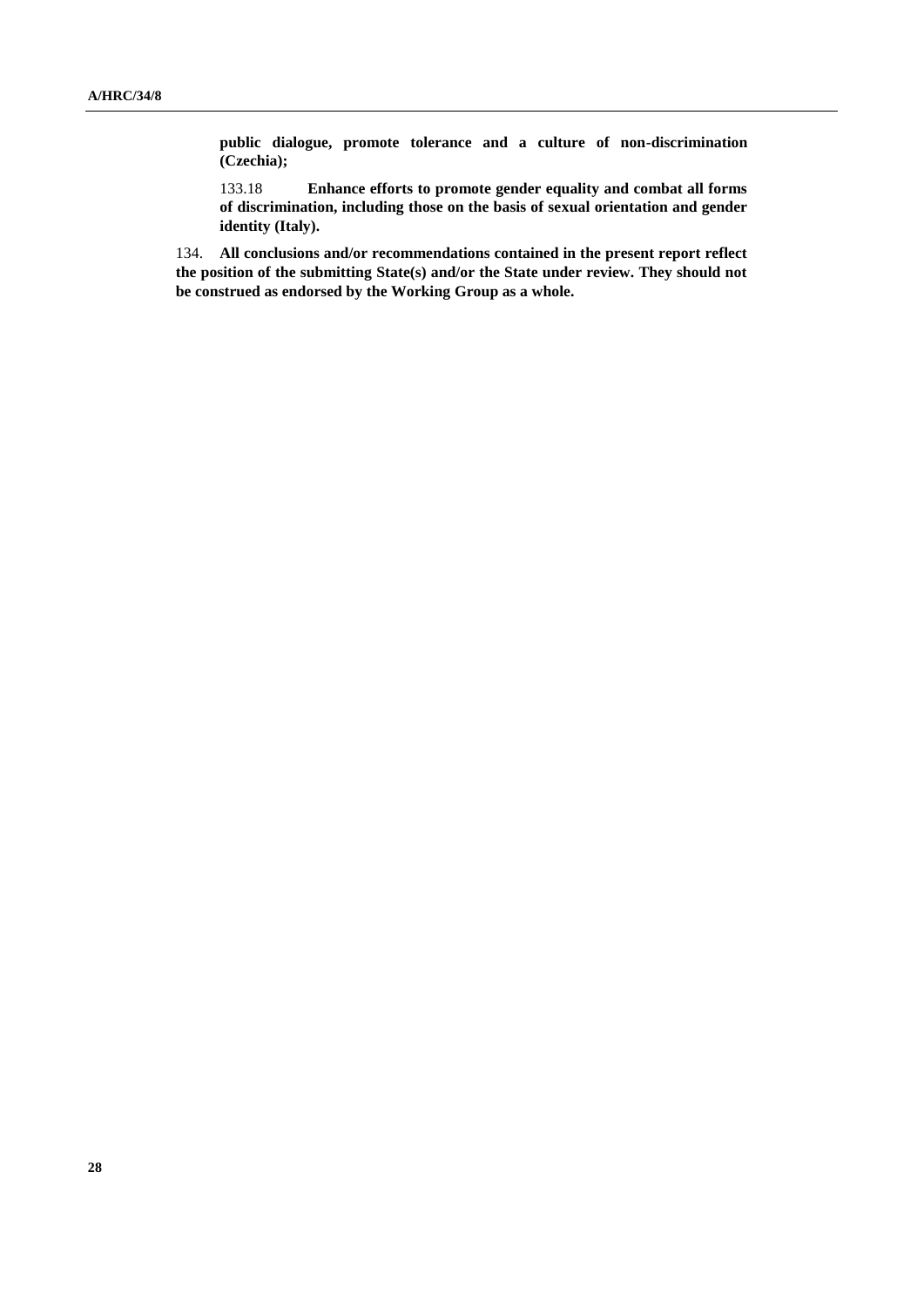**public dialogue, promote tolerance and a culture of non-discrimination (Czechia);**

133.18 **Enhance efforts to promote gender equality and combat all forms of discrimination, including those on the basis of sexual orientation and gender identity (Italy).**

134. **All conclusions and/or recommendations contained in the present report reflect the position of the submitting State(s) and/or the State under review. They should not be construed as endorsed by the Working Group as a whole.**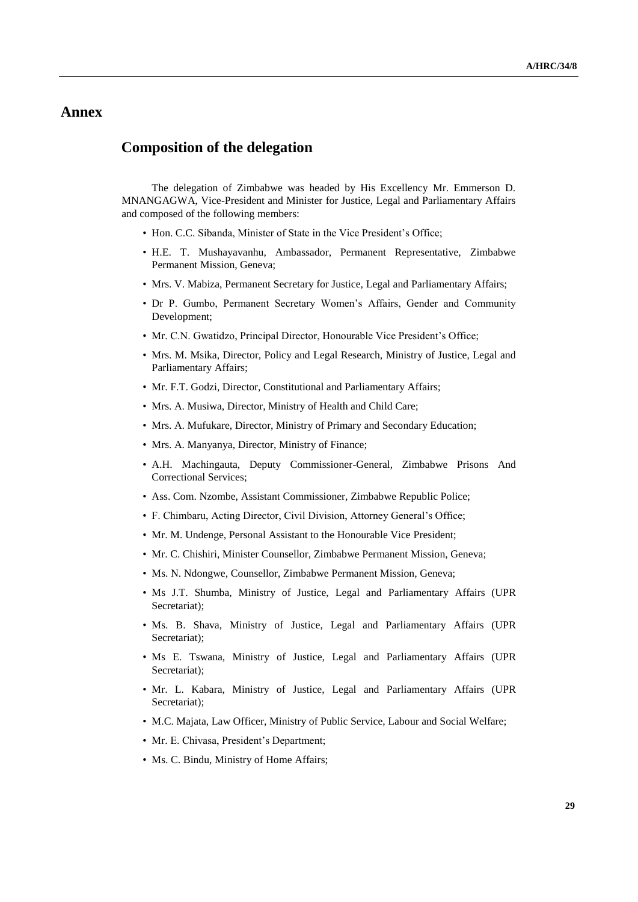# Annex

## Composition of the delegation

The delegation of Zimbabwe was headed by His Excellency Mr. Emmerson D. MNANGAGWA, Vice-President and Minister for Justice, Legal and Parliamentary Affairs and composed of the following members:

- Hon. C.C. Sibanda, Minister of State in the Vice President's Office;
- H.E. T. Mushayavanhu, Ambassador, Permanent Representative, Zimbabwe Permanent Mission, Geneva;
- Mrs. V. Mabiza, Permanent Secretary for Justice, Legal and Parliamentary Affairs;
- Dr P. Gumbo, Permanent Secretary Women's Affairs, Gender and Community Development;
- Mr. C.N. Gwatidzo, Principal Director, Honourable Vice President's Office;
- Mrs. M. Msika, Director, Policy and Legal Research, Ministry of Justice, Legal and Parliamentary Affairs;
- Mr. F.T. Godzi, Director, Constitutional and Parliamentary Affairs;
- Mrs. A. Musiwa, Director, Ministry of Health and Child Care;
- Mrs. A. Mufukare, Director, Ministry of Primary and Secondary Education;
- Mrs. A. Manyanya, Director, Ministry of Finance;
- A.H. Machingauta, Deputy Commissioner-General, Zimbabwe Prisons And Correctional Services;
- Ass. Com. Nzombe, Assistant Commissioner, Zimbabwe Republic Police;
- F. Chimbaru, Acting Director, Civil Division, Attorney General's Office;
- Mr. M. Undenge, Personal Assistant to the Honourable Vice President;
- Mr. C. Chishiri, Minister Counsellor, Zimbabwe Permanent Mission, Geneva;
- Ms. N. Ndongwe, Counsellor, Zimbabwe Permanent Mission, Geneva;
- Ms J.T. Shumba, Ministry of Justice, Legal and Parliamentary Affairs (UPR Secretariat);
- Ms. B. Shava, Ministry of Justice, Legal and Parliamentary Affairs (UPR Secretariat);
- Ms E. Tswana, Ministry of Justice, Legal and Parliamentary Affairs (UPR Secretariat);
- Mr. L. Kabara, Ministry of Justice, Legal and Parliamentary Affairs (UPR Secretariat);
- M.C. Majata, Law Officer, Ministry of Public Service, Labour and Social Welfare;
- Mr. E. Chivasa, President's Department;
- Ms. C. Bindu, Ministry of Home Affairs;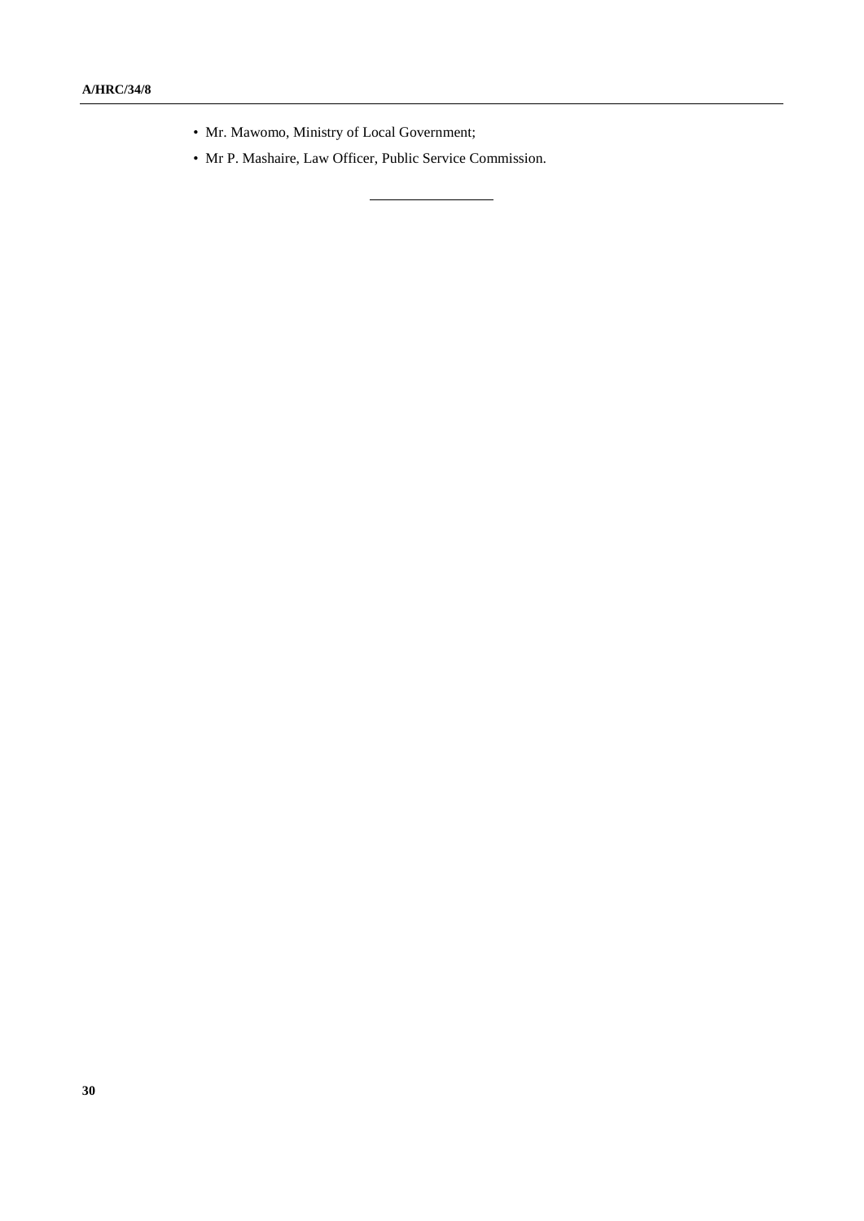- Mr. Mawomo, Ministry of Local Government;
- Mr P. Mashaire, Law Officer, Public Service Commission.